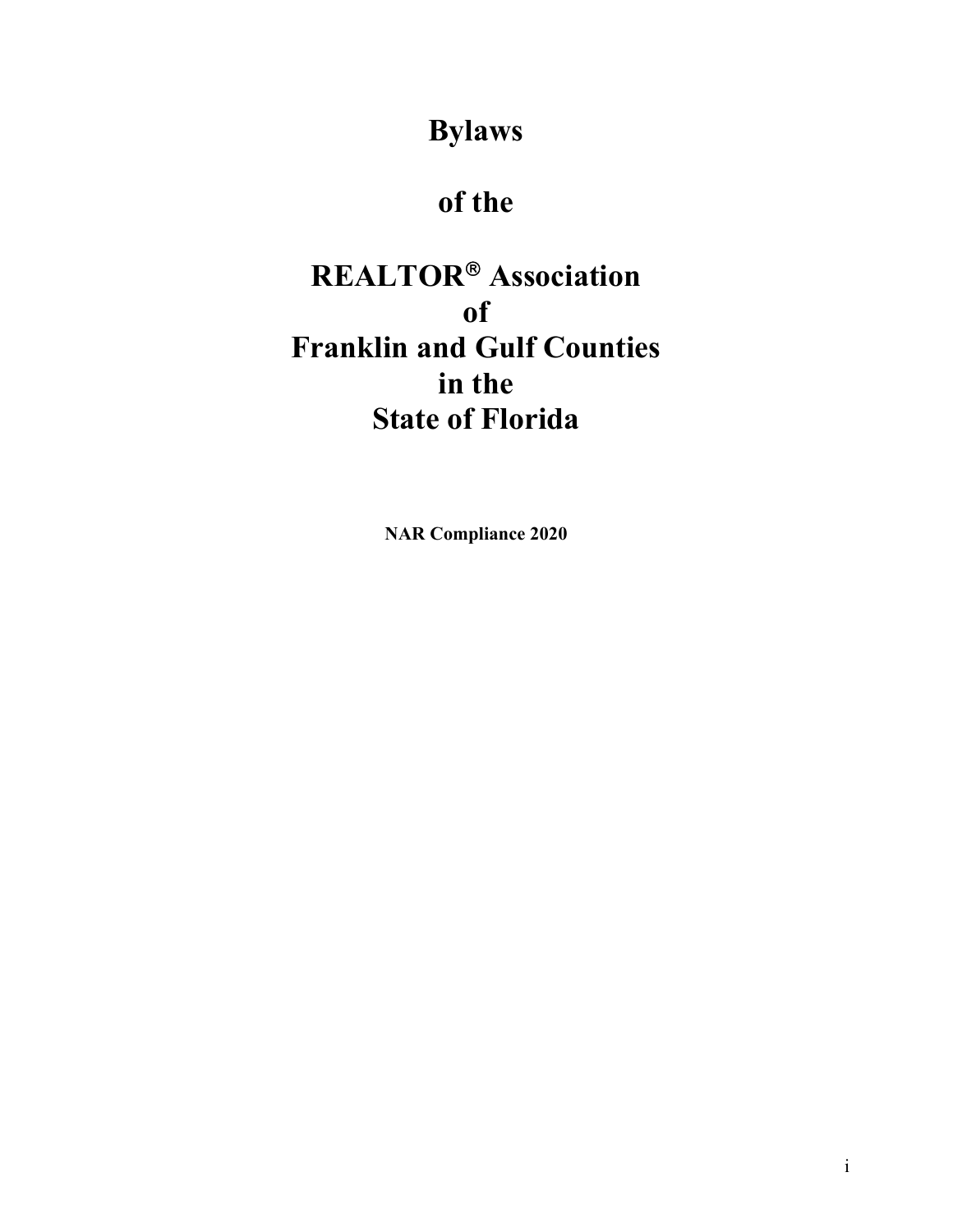# Bylaws

# of the

# REALTOR® Association of Franklin and Gulf Counties in the State of Florida

**NAR Compliance 2020**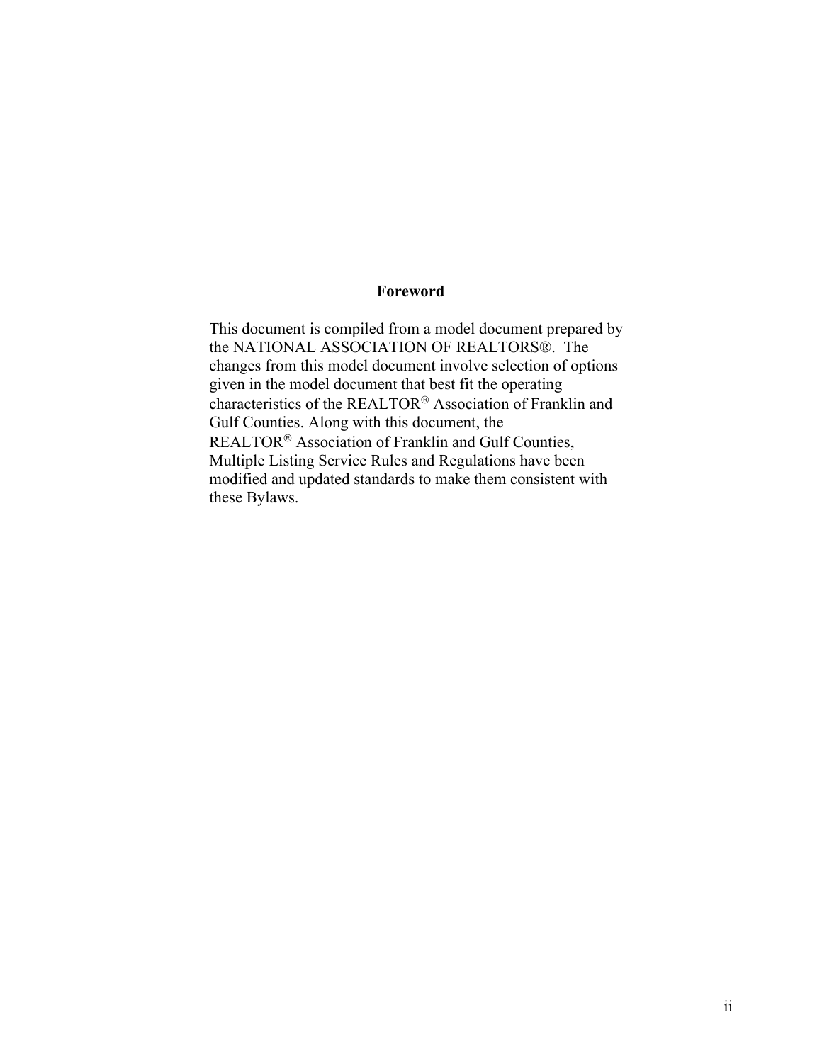## Foreword

This document is compiled from a model document prepared by the NATIONAL ASSOCIATION OF REALTORS®. The changes from this model document involve selection of options given in the model document that best fit the operating characteristics of the REALTOR® Association of Franklin and Gulf Counties. Along with this document, the REALTOR® Association of Franklin and Gulf Counties, Multiple Listing Service Rules and Regulations have been modified and updated standards to make them consistent with these Bylaws.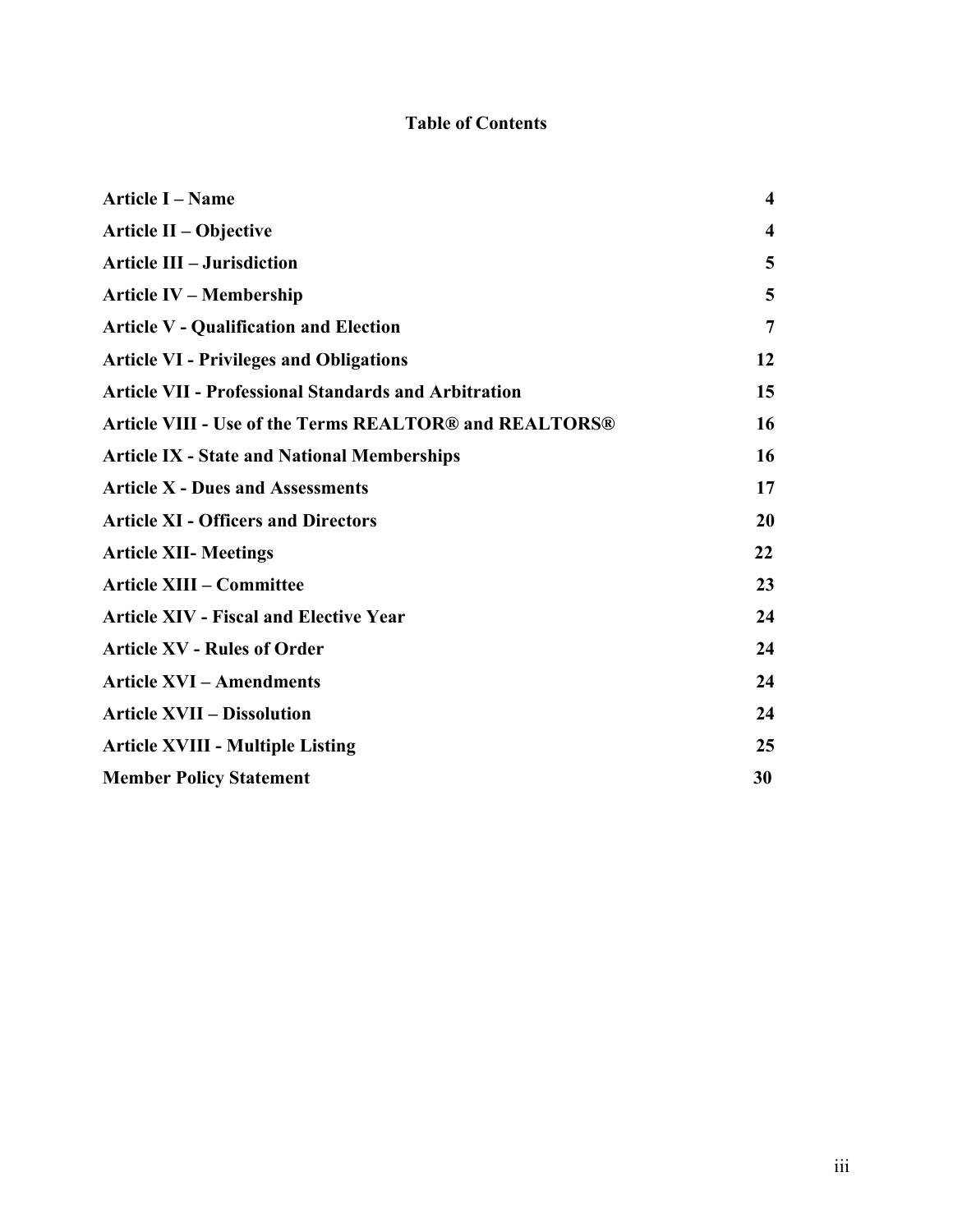## Table of Contents

| | |
|---|---|
| **Article I – Name** | **4** |
| **Article II – Objective** | **4** |
| **Article III – Jurisdiction** | **5** |
| **Article IV – Membership** | **5** |
| **Article V - Qualification and Election** | **7** |
| **Article VI - Privileges and Obligations** | **12** |
| **Article VII - Professional Standards and Arbitration** | **15** |
| **Article VIII - Use of the Terms REALTOR® and REALTORS®** | **16** |
| **Article IX - State and National Memberships** | **16** |
| **Article X - Dues and Assessments** | **17** |
| **Article XI - Officers and Directors** | **20** |
| **Article XII- Meetings** | **22** |
| **Article XIII – Committee** | **23** |
| **Article XIV - Fiscal and Elective Year** | **24** |
| **Article XV - Rules of Order** | **24** |
| **Article XVI – Amendments** | **24** |
| **Article XVII – Dissolution** | **24** |
| **Article XVIII - Multiple Listing** | **25** |
| **Member Policy Statement** | **30** |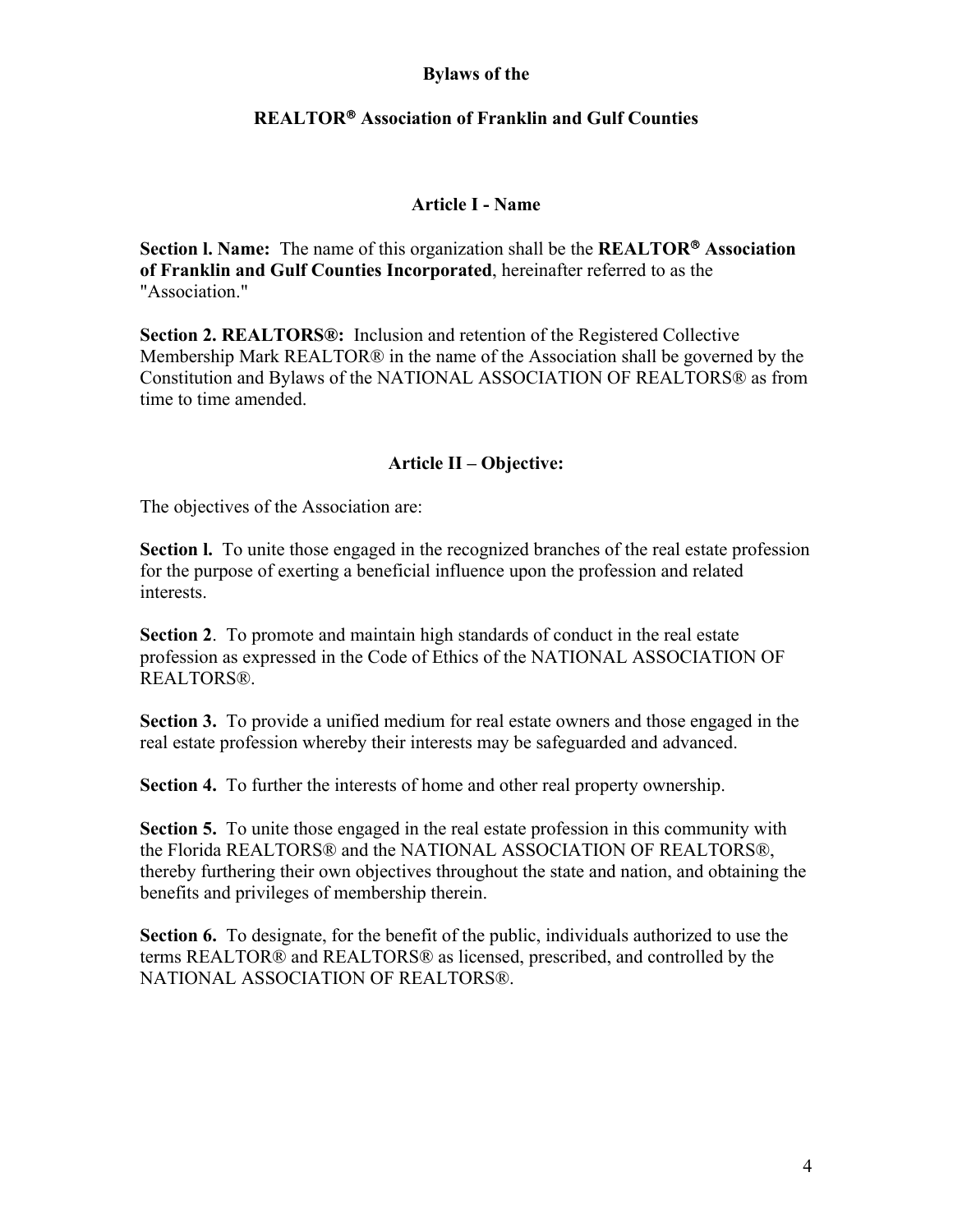# Bylaws of the

# REALTOR® Association of Franklin and Gulf Counties

## Article I - Name

**Section l. Name:** The name of this organization shall be the **REALTOR® Association of Franklin and Gulf Counties Incorporated**, hereinafter referred to as the "Association."

**Section 2. REALTORS®:** Inclusion and retention of the Registered Collective Membership Mark REALTOR® in the name of the Association shall be governed by the Constitution and Bylaws of the NATIONAL ASSOCIATION OF REALTORS® as from time to time amended.

## Article II – Objective:

The objectives of the Association are:

**Section l.** To unite those engaged in the recognized branches of the real estate profession for the purpose of exerting a beneficial influence upon the profession and related interests.

**Section 2**. To promote and maintain high standards of conduct in the real estate profession as expressed in the Code of Ethics of the NATIONAL ASSOCIATION OF REALTORS®.

**Section 3.** To provide a unified medium for real estate owners and those engaged in the real estate profession whereby their interests may be safeguarded and advanced.

**Section 4.** To further the interests of home and other real property ownership.

**Section 5.** To unite those engaged in the real estate profession in this community with the Florida REALTORS® and the NATIONAL ASSOCIATION OF REALTORS®, thereby furthering their own objectives throughout the state and nation, and obtaining the benefits and privileges of membership therein.

**Section 6.** To designate, for the benefit of the public, individuals authorized to use the terms REALTOR® and REALTORS® as licensed, prescribed, and controlled by the NATIONAL ASSOCIATION OF REALTORS®.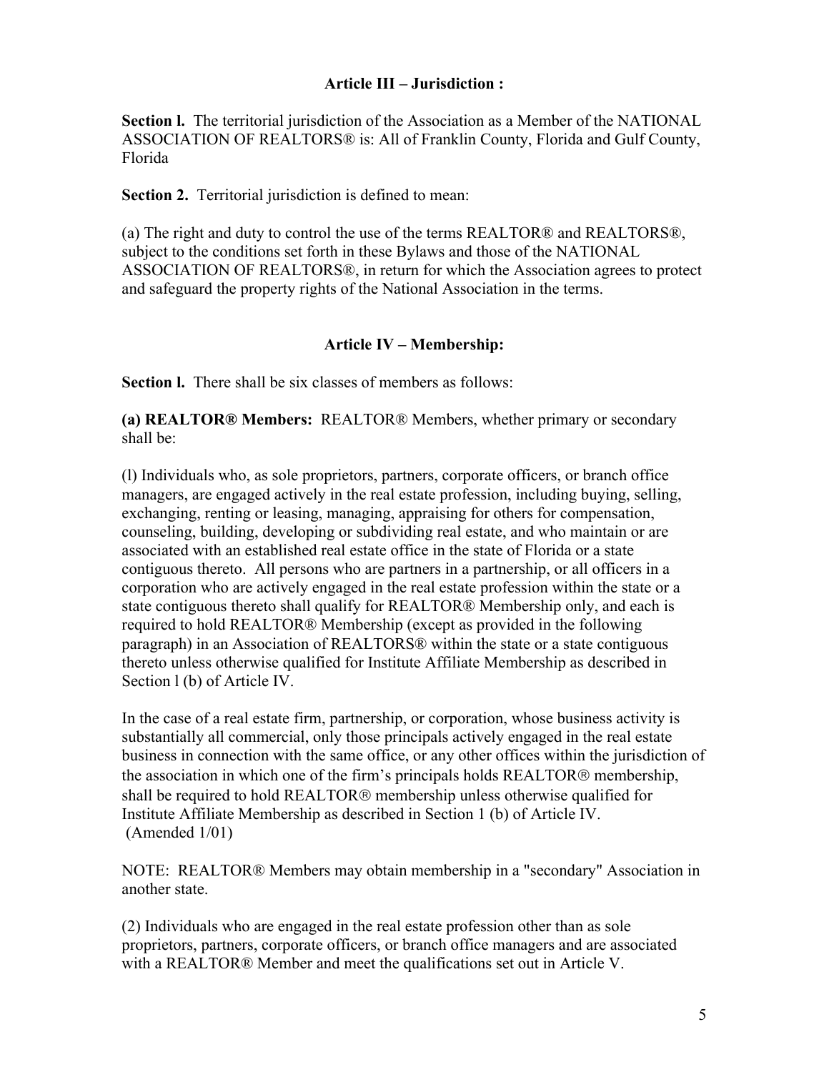**Article III – Jurisdiction :**

**Section l.** The territorial jurisdiction of the Association as a Member of the NATIONAL ASSOCIATION OF REALTORS® is: All of Franklin County, Florida and Gulf County, Florida

**Section 2.** Territorial jurisdiction is defined to mean:

(a) The right and duty to control the use of the terms REALTOR® and REALTORS®, subject to the conditions set forth in these Bylaws and those of the NATIONAL ASSOCIATION OF REALTORS®, in return for which the Association agrees to protect and safeguard the property rights of the National Association in the terms.

**Article IV – Membership:**

**Section l.** There shall be six classes of members as follows:

**(a) REALTOR® Members:** REALTOR® Members, whether primary or secondary shall be:

(l) Individuals who, as sole proprietors, partners, corporate officers, or branch office managers, are engaged actively in the real estate profession, including buying, selling, exchanging, renting or leasing, managing, appraising for others for compensation, counseling, building, developing or subdividing real estate, and who maintain or are associated with an established real estate office in the state of Florida or a state contiguous thereto. All persons who are partners in a partnership, or all officers in a corporation who are actively engaged in the real estate profession within the state or a state contiguous thereto shall qualify for REALTOR® Membership only, and each is required to hold REALTOR® Membership (except as provided in the following paragraph) in an Association of REALTORS® within the state or a state contiguous thereto unless otherwise qualified for Institute Affiliate Membership as described in Section l (b) of Article IV.

In the case of a real estate firm, partnership, or corporation, whose business activity is substantially all commercial, only those principals actively engaged in the real estate business in connection with the same office, or any other offices within the jurisdiction of the association in which one of the firm's principals holds REALTOR® membership, shall be required to hold REALTOR® membership unless otherwise qualified for Institute Affiliate Membership as described in Section 1 (b) of Article IV. (Amended 1/01)

NOTE: REALTOR® Members may obtain membership in a "secondary" Association in another state.

(2) Individuals who are engaged in the real estate profession other than as sole proprietors, partners, corporate officers, or branch office managers and are associated with a REALTOR® Member and meet the qualifications set out in Article V.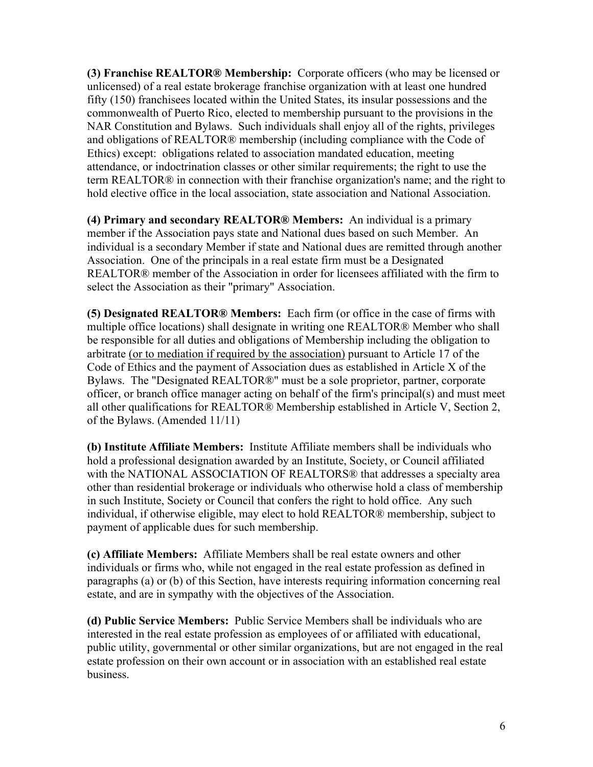**(3) Franchise REALTOR® Membership:** Corporate officers (who may be licensed or unlicensed) of a real estate brokerage franchise organization with at least one hundred fifty (150) franchisees located within the United States, its insular possessions and the commonwealth of Puerto Rico, elected to membership pursuant to the provisions in the NAR Constitution and Bylaws. Such individuals shall enjoy all of the rights, privileges and obligations of REALTOR® membership (including compliance with the Code of Ethics) except: obligations related to association mandated education, meeting attendance, or indoctrination classes or other similar requirements; the right to use the term REALTOR® in connection with their franchise organization's name; and the right to hold elective office in the local association, state association and National Association.

**(4) Primary and secondary REALTOR® Members:** An individual is a primary member if the Association pays state and National dues based on such Member. An individual is a secondary Member if state and National dues are remitted through another Association. One of the principals in a real estate firm must be a Designated REALTOR® member of the Association in order for licensees affiliated with the firm to select the Association as their "primary" Association.

**(5) Designated REALTOR® Members:** Each firm (or office in the case of firms with multiple office locations) shall designate in writing one REALTOR® Member who shall be responsible for all duties and obligations of Membership including the obligation to arbitrate <u>(or to mediation if required by the association)</u> pursuant to Article 17 of the Code of Ethics and the payment of Association dues as established in Article X of the Bylaws. The "Designated REALTOR®" must be a sole proprietor, partner, corporate officer, or branch office manager acting on behalf of the firm's principal(s) and must meet all other qualifications for REALTOR® Membership established in Article V, Section 2, of the Bylaws. (Amended 11/11)

**(b) Institute Affiliate Members:** Institute Affiliate members shall be individuals who hold a professional designation awarded by an Institute, Society, or Council affiliated with the NATIONAL ASSOCIATION OF REALTORS® that addresses a specialty area other than residential brokerage or individuals who otherwise hold a class of membership in such Institute, Society or Council that confers the right to hold office. Any such individual, if otherwise eligible, may elect to hold REALTOR® membership, subject to payment of applicable dues for such membership.

**(c) Affiliate Members:** Affiliate Members shall be real estate owners and other individuals or firms who, while not engaged in the real estate profession as defined in paragraphs (a) or (b) of this Section, have interests requiring information concerning real estate, and are in sympathy with the objectives of the Association.

**(d) Public Service Members:** Public Service Members shall be individuals who are interested in the real estate profession as employees of or affiliated with educational, public utility, governmental or other similar organizations, but are not engaged in the real estate profession on their own account or in association with an established real estate business.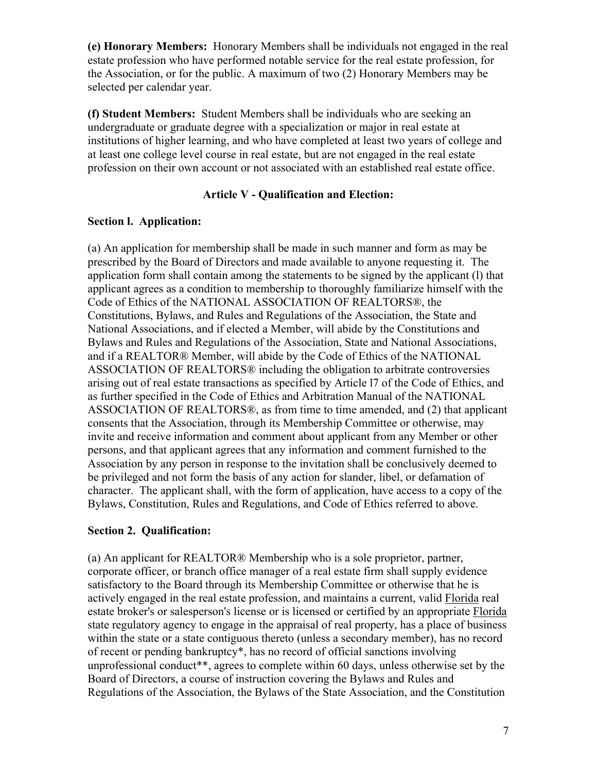**(e) Honorary Members:** Honorary Members shall be individuals not engaged in the real estate profession who have performed notable service for the real estate profession, for the Association, or for the public. A maximum of two (2) Honorary Members may be selected per calendar year.

**(f) Student Members:** Student Members shall be individuals who are seeking an undergraduate or graduate degree with a specialization or major in real estate at institutions of higher learning, and who have completed at least two years of college and at least one college level course in real estate, but are not engaged in the real estate profession on their own account or not associated with an established real estate office.

## Article V - Qualification and Election:

### Section l. Application:

(a) An application for membership shall be made in such manner and form as may be prescribed by the Board of Directors and made available to anyone requesting it. The application form shall contain among the statements to be signed by the applicant (l) that applicant agrees as a condition to membership to thoroughly familiarize himself with the Code of Ethics of the NATIONAL ASSOCIATION OF REALTORS®, the Constitutions, Bylaws, and Rules and Regulations of the Association, the State and National Associations, and if elected a Member, will abide by the Constitutions and Bylaws and Rules and Regulations of the Association, State and National Associations, and if a REALTOR® Member, will abide by the Code of Ethics of the NATIONAL ASSOCIATION OF REALTORS® including the obligation to arbitrate controversies arising out of real estate transactions as specified by Article l7 of the Code of Ethics, and as further specified in the Code of Ethics and Arbitration Manual of the NATIONAL ASSOCIATION OF REALTORS®, as from time to time amended, and (2) that applicant consents that the Association, through its Membership Committee or otherwise, may invite and receive information and comment about applicant from any Member or other persons, and that applicant agrees that any information and comment furnished to the Association by any person in response to the invitation shall be conclusively deemed to be privileged and not form the basis of any action for slander, libel, or defamation of character. The applicant shall, with the form of application, have access to a copy of the Bylaws, Constitution, Rules and Regulations, and Code of Ethics referred to above.

### Section 2. Qualification:

(a) An applicant for REALTOR® Membership who is a sole proprietor, partner, corporate officer, or branch office manager of a real estate firm shall supply evidence satisfactory to the Board through its Membership Committee or otherwise that he is actively engaged in the real estate profession, and maintains a current, valid Florida real estate broker's or salesperson's license or is licensed or certified by an appropriate Florida state regulatory agency to engage in the appraisal of real property, has a place of business within the state or a state contiguous thereto (unless a secondary member), has no record of recent or pending bankruptcy*, has no record of official sanctions involving unprofessional conduct**, agrees to complete within 60 days, unless otherwise set by the Board of Directors, a course of instruction covering the Bylaws and Rules and Regulations of the Association, the Bylaws of the State Association, and the Constitution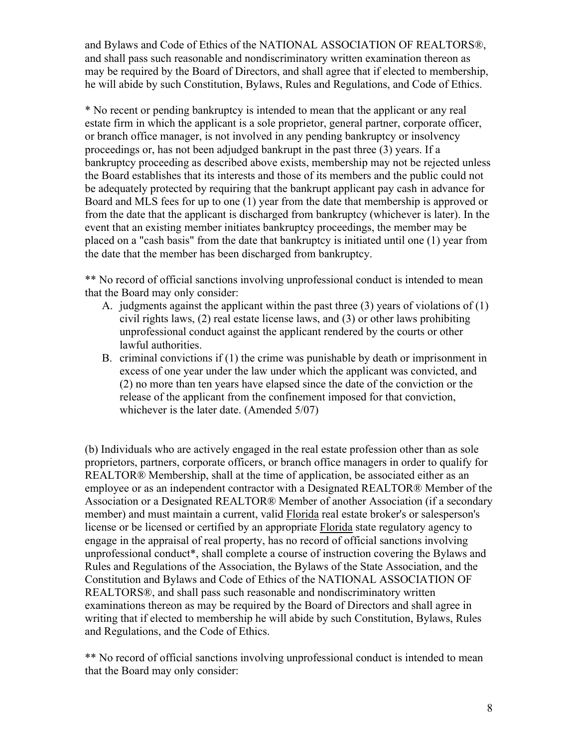and Bylaws and Code of Ethics of the NATIONAL ASSOCIATION OF REALTORS®, and shall pass such reasonable and nondiscriminatory written examination thereon as may be required by the Board of Directors, and shall agree that if elected to membership, he will abide by such Constitution, Bylaws, Rules and Regulations, and Code of Ethics.

\* No recent or pending bankruptcy is intended to mean that the applicant or any real estate firm in which the applicant is a sole proprietor, general partner, corporate officer, or branch office manager, is not involved in any pending bankruptcy or insolvency proceedings or, has not been adjudged bankrupt in the past three (3) years. If a bankruptcy proceeding as described above exists, membership may not be rejected unless the Board establishes that its interests and those of its members and the public could not be adequately protected by requiring that the bankrupt applicant pay cash in advance for Board and MLS fees for up to one (1) year from the date that membership is approved or from the date that the applicant is discharged from bankruptcy (whichever is later). In the event that an existing member initiates bankruptcy proceedings, the member may be placed on a "cash basis" from the date that bankruptcy is initiated until one (1) year from the date that the member has been discharged from bankruptcy.

** No record of official sanctions involving unprofessional conduct is intended to mean that the Board may only consider:

A. judgments against the applicant within the past three (3) years of violations of (1) civil rights laws, (2) real estate license laws, and (3) or other laws prohibiting unprofessional conduct against the applicant rendered by the courts or other lawful authorities.
B. criminal convictions if (1) the crime was punishable by death or imprisonment in excess of one year under the law under which the applicant was convicted, and (2) no more than ten years have elapsed since the date of the conviction or the release of the applicant from the confinement imposed for that conviction, whichever is the later date. (Amended 5/07)

(b) Individuals who are actively engaged in the real estate profession other than as sole proprietors, partners, corporate officers, or branch office managers in order to qualify for REALTOR® Membership, shall at the time of application, be associated either as an employee or as an independent contractor with a Designated REALTOR® Member of the Association or a Designated REALTOR® Member of another Association (if a secondary member) and must maintain a current, valid Florida real estate broker's or salesperson's license or be licensed or certified by an appropriate Florida state regulatory agency to engage in the appraisal of real property, has no record of official sanctions involving unprofessional conduct\*, shall complete a course of instruction covering the Bylaws and Rules and Regulations of the Association, the Bylaws of the State Association, and the Constitution and Bylaws and Code of Ethics of the NATIONAL ASSOCIATION OF REALTORS®, and shall pass such reasonable and nondiscriminatory written examinations thereon as may be required by the Board of Directors and shall agree in writing that if elected to membership he will abide by such Constitution, Bylaws, Rules and Regulations, and the Code of Ethics.

** No record of official sanctions involving unprofessional conduct is intended to mean that the Board may only consider: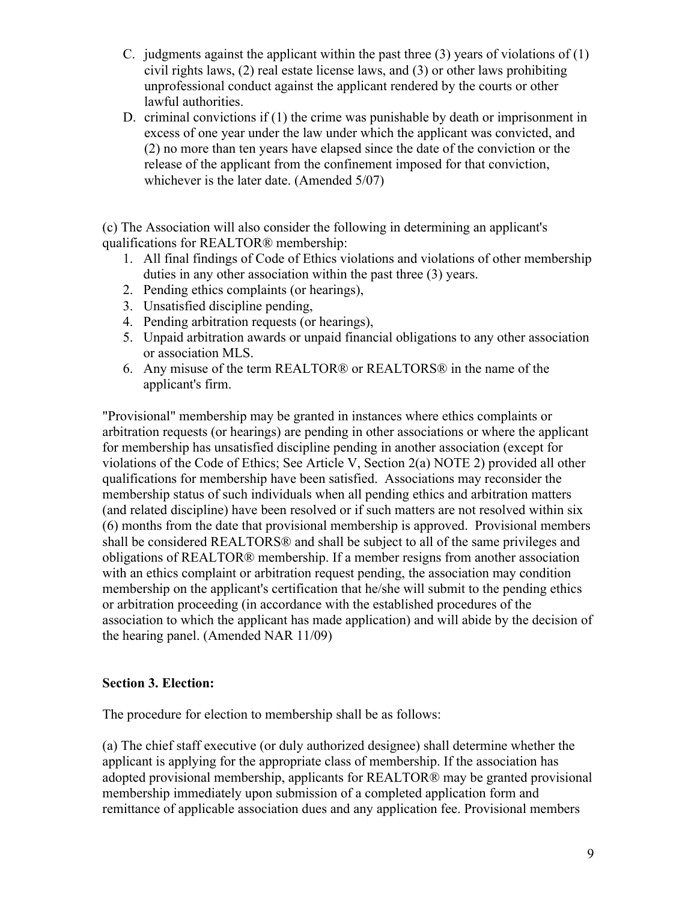C. judgments against the applicant within the past three (3) years of violations of (1) civil rights laws, (2) real estate license laws, and (3) or other laws prohibiting unprofessional conduct against the applicant rendered by the courts or other lawful authorities.

D. criminal convictions if (1) the crime was punishable by death or imprisonment in excess of one year under the law under which the applicant was convicted, and (2) no more than ten years have elapsed since the date of the conviction or the release of the applicant from the confinement imposed for that conviction, whichever is the later date. (Amended 5/07)

(c) The Association will also consider the following in determining an applicant's qualifications for REALTOR® membership:

1. All final findings of Code of Ethics violations and violations of other membership duties in any other association within the past three (3) years.
2. Pending ethics complaints (or hearings),
3. Unsatisfied discipline pending,
4. Pending arbitration requests (or hearings),
5. Unpaid arbitration awards or unpaid financial obligations to any other association or association MLS.
6. Any misuse of the term REALTOR® or REALTORS® in the name of the applicant's firm.

"Provisional" membership may be granted in instances where ethics complaints or arbitration requests (or hearings) are pending in other associations or where the applicant for membership has unsatisfied discipline pending in another association (except for violations of the Code of Ethics; See Article V, Section 2(a) NOTE 2) provided all other qualifications for membership have been satisfied. Associations may reconsider the membership status of such individuals when all pending ethics and arbitration matters (and related discipline) have been resolved or if such matters are not resolved within six (6) months from the date that provisional membership is approved. Provisional members shall be considered REALTORS® and shall be subject to all of the same privileges and obligations of REALTOR® membership. If a member resigns from another association with an ethics complaint or arbitration request pending, the association may condition membership on the applicant's certification that he/she will submit to the pending ethics or arbitration proceeding (in accordance with the established procedures of the association to which the applicant has made application) and will abide by the decision of the hearing panel. (Amended NAR 11/09)

**Section 3. Election:**

The procedure for election to membership shall be as follows:

(a) The chief staff executive (or duly authorized designee) shall determine whether the applicant is applying for the appropriate class of membership. If the association has adopted provisional membership, applicants for REALTOR® may be granted provisional membership immediately upon submission of a completed application form and remittance of applicable association dues and any application fee. Provisional members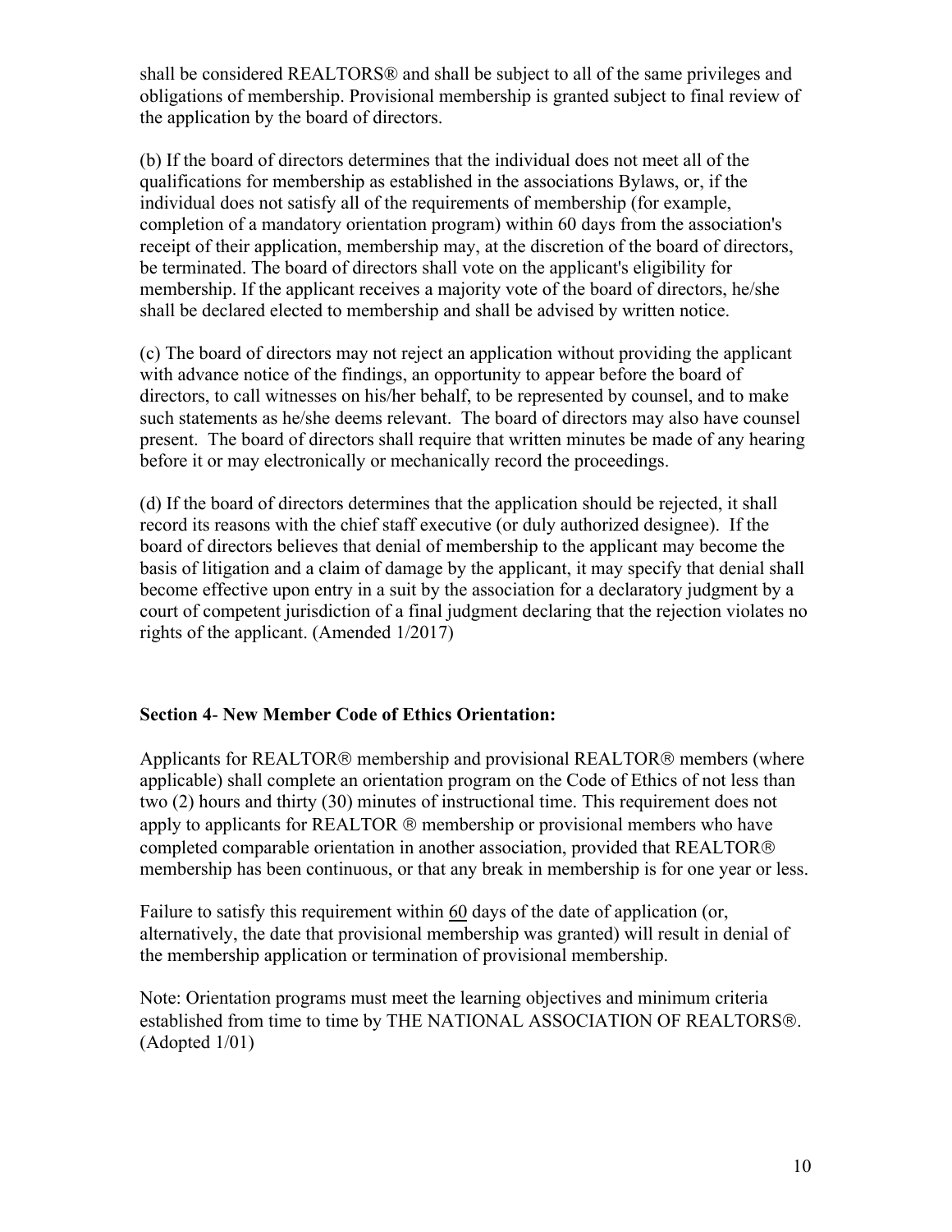shall be considered REALTORS® and shall be subject to all of the same privileges and obligations of membership. Provisional membership is granted subject to final review of the application by the board of directors.

(b) If the board of directors determines that the individual does not meet all of the qualifications for membership as established in the associations Bylaws, or, if the individual does not satisfy all of the requirements of membership (for example, completion of a mandatory orientation program) within 60 days from the association's receipt of their application, membership may, at the discretion of the board of directors, be terminated. The board of directors shall vote on the applicant's eligibility for membership. If the applicant receives a majority vote of the board of directors, he/she shall be declared elected to membership and shall be advised by written notice.

(c) The board of directors may not reject an application without providing the applicant with advance notice of the findings, an opportunity to appear before the board of directors, to call witnesses on his/her behalf, to be represented by counsel, and to make such statements as he/she deems relevant. The board of directors may also have counsel present. The board of directors shall require that written minutes be made of any hearing before it or may electronically or mechanically record the proceedings.

(d) If the board of directors determines that the application should be rejected, it shall record its reasons with the chief staff executive (or duly authorized designee). If the board of directors believes that denial of membership to the applicant may become the basis of litigation and a claim of damage by the applicant, it may specify that denial shall become effective upon entry in a suit by the association for a declaratory judgment by a court of competent jurisdiction of a final judgment declaring that the rejection violates no rights of the applicant. (Amended 1/2017)

**Section 4**- **New Member Code of Ethics Orientation:**

Applicants for REALTOR® membership and provisional REALTOR® members (where applicable) shall complete an orientation program on the Code of Ethics of not less than two (2) hours and thirty (30) minutes of instructional time. This requirement does not apply to applicants for REALTOR ® membership or provisional members who have completed comparable orientation in another association, provided that REALTOR® membership has been continuous, or that any break in membership is for one year or less.

Failure to satisfy this requirement within 60 days of the date of application (or, alternatively, the date that provisional membership was granted) will result in denial of the membership application or termination of provisional membership.

Note: Orientation programs must meet the learning objectives and minimum criteria established from time to time by THE NATIONAL ASSOCIATION OF REALTORS®. (Adopted 1/01)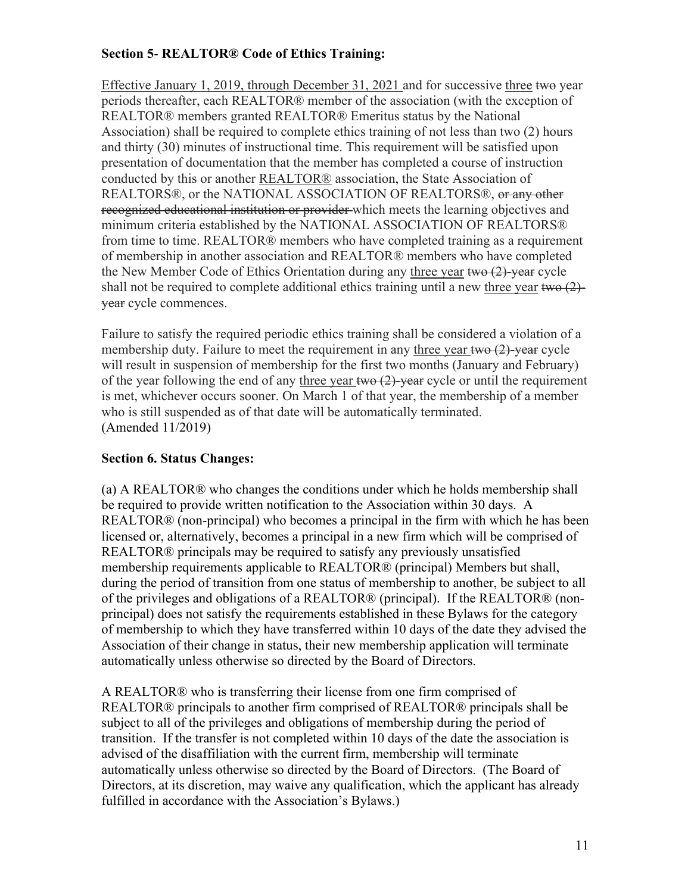**Section 5- REALTOR® Code of Ethics Training:**

<u>Effective January 1, 2019, through December 31, 2021</u> and for successive <u>three</u> ~~two~~ year periods thereafter, each REALTOR® member of the association (with the exception of REALTOR® members granted REALTOR® Emeritus status by the National Association) shall be required to complete ethics training of not less than two (2) hours and thirty (30) minutes of instructional time. This requirement will be satisfied upon presentation of documentation that the member has completed a course of instruction conducted by this or another <u>REALTOR®</u> association, the State Association of REALTORS®, or the NATIONAL ASSOCIATION OF REALTORS®, ~~or any other recognized educational institution or provider~~ which meets the learning objectives and minimum criteria established by the NATIONAL ASSOCIATION OF REALTORS® from time to time. REALTOR® members who have completed training as a requirement of membership in another association and REALTOR® members who have completed the New Member Code of Ethics Orientation during any <u>three year</u> ~~two (2)-year~~ cycle shall not be required to complete additional ethics training until a new <u>three year</u> ~~two (2)-year~~ cycle commences.

Failure to satisfy the required periodic ethics training shall be considered a violation of a membership duty. Failure to meet the requirement in any <u>three year</u> ~~two (2)-year~~ cycle will result in suspension of membership for the first two months (January and February) of the year following the end of any <u>three year</u> ~~two (2)-year~~ cycle or until the requirement is met, whichever occurs sooner. On March 1 of that year, the membership of a member who is still suspended as of that date will be automatically terminated.
(Amended 11/2019)

**Section 6. Status Changes:**

(a) A REALTOR® who changes the conditions under which he holds membership shall be required to provide written notification to the Association within 30 days. A REALTOR® (non-principal) who becomes a principal in the firm with which he has been licensed or, alternatively, becomes a principal in a new firm which will be comprised of REALTOR® principals may be required to satisfy any previously unsatisfied membership requirements applicable to REALTOR® (principal) Members but shall, during the period of transition from one status of membership to another, be subject to all of the privileges and obligations of a REALTOR® (principal). If the REALTOR® (non-principal) does not satisfy the requirements established in these Bylaws for the category of membership to which they have transferred within 10 days of the date they advised the Association of their change in status, their new membership application will terminate automatically unless otherwise so directed by the Board of Directors.

A REALTOR® who is transferring their license from one firm comprised of REALTOR® principals to another firm comprised of REALTOR® principals shall be subject to all of the privileges and obligations of membership during the period of transition. If the transfer is not completed within 10 days of the date the association is advised of the disaffiliation with the current firm, membership will terminate automatically unless otherwise so directed by the Board of Directors. (The Board of Directors, at its discretion, may waive any qualification, which the applicant has already fulfilled in accordance with the Association's Bylaws.)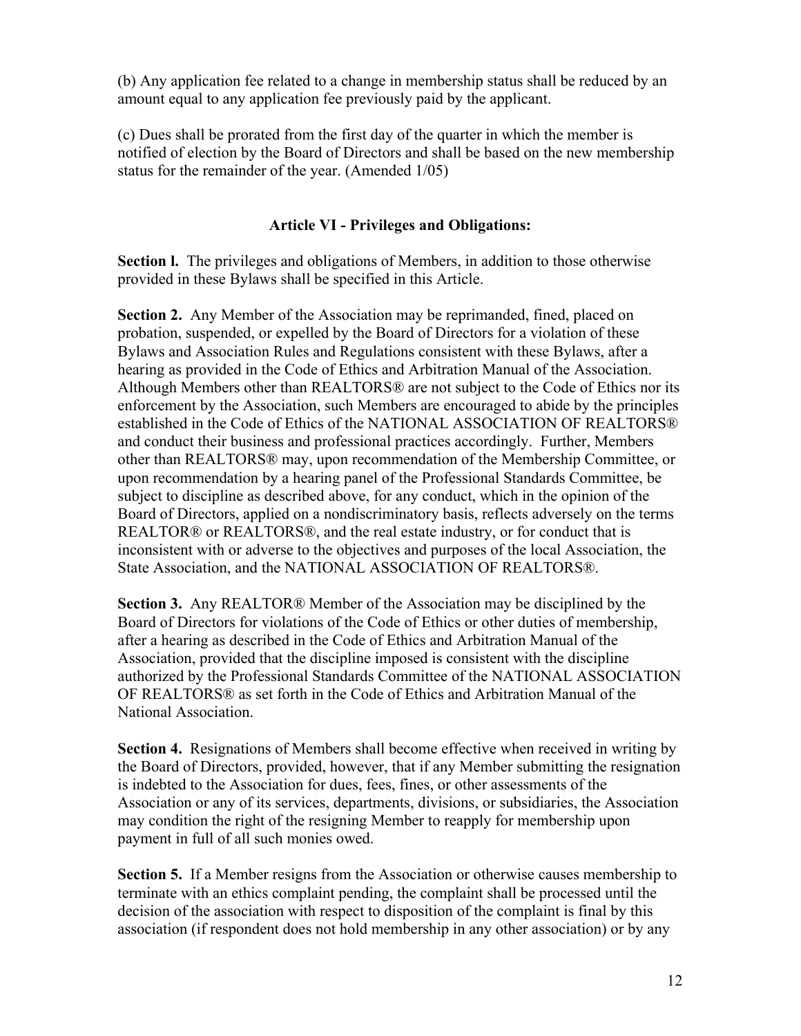(b) Any application fee related to a change in membership status shall be reduced by an amount equal to any application fee previously paid by the applicant.

(c) Dues shall be prorated from the first day of the quarter in which the member is notified of election by the Board of Directors and shall be based on the new membership status for the remainder of the year. (Amended 1/05)

## Article VI - Privileges and Obligations:

**Section l.** The privileges and obligations of Members, in addition to those otherwise provided in these Bylaws shall be specified in this Article.

**Section 2.** Any Member of the Association may be reprimanded, fined, placed on probation, suspended, or expelled by the Board of Directors for a violation of these Bylaws and Association Rules and Regulations consistent with these Bylaws, after a hearing as provided in the Code of Ethics and Arbitration Manual of the Association. Although Members other than REALTORS® are not subject to the Code of Ethics nor its enforcement by the Association, such Members are encouraged to abide by the principles established in the Code of Ethics of the NATIONAL ASSOCIATION OF REALTORS® and conduct their business and professional practices accordingly. Further, Members other than REALTORS® may, upon recommendation of the Membership Committee, or upon recommendation by a hearing panel of the Professional Standards Committee, be subject to discipline as described above, for any conduct, which in the opinion of the Board of Directors, applied on a nondiscriminatory basis, reflects adversely on the terms REALTOR® or REALTORS®, and the real estate industry, or for conduct that is inconsistent with or adverse to the objectives and purposes of the local Association, the State Association, and the NATIONAL ASSOCIATION OF REALTORS®.

**Section 3.** Any REALTOR® Member of the Association may be disciplined by the Board of Directors for violations of the Code of Ethics or other duties of membership, after a hearing as described in the Code of Ethics and Arbitration Manual of the Association, provided that the discipline imposed is consistent with the discipline authorized by the Professional Standards Committee of the NATIONAL ASSOCIATION OF REALTORS® as set forth in the Code of Ethics and Arbitration Manual of the National Association.

**Section 4.** Resignations of Members shall become effective when received in writing by the Board of Directors, provided, however, that if any Member submitting the resignation is indebted to the Association for dues, fees, fines, or other assessments of the Association or any of its services, departments, divisions, or subsidiaries, the Association may condition the right of the resigning Member to reapply for membership upon payment in full of all such monies owed.

**Section 5.** If a Member resigns from the Association or otherwise causes membership to terminate with an ethics complaint pending, the complaint shall be processed until the decision of the association with respect to disposition of the complaint is final by this association (if respondent does not hold membership in any other association) or by any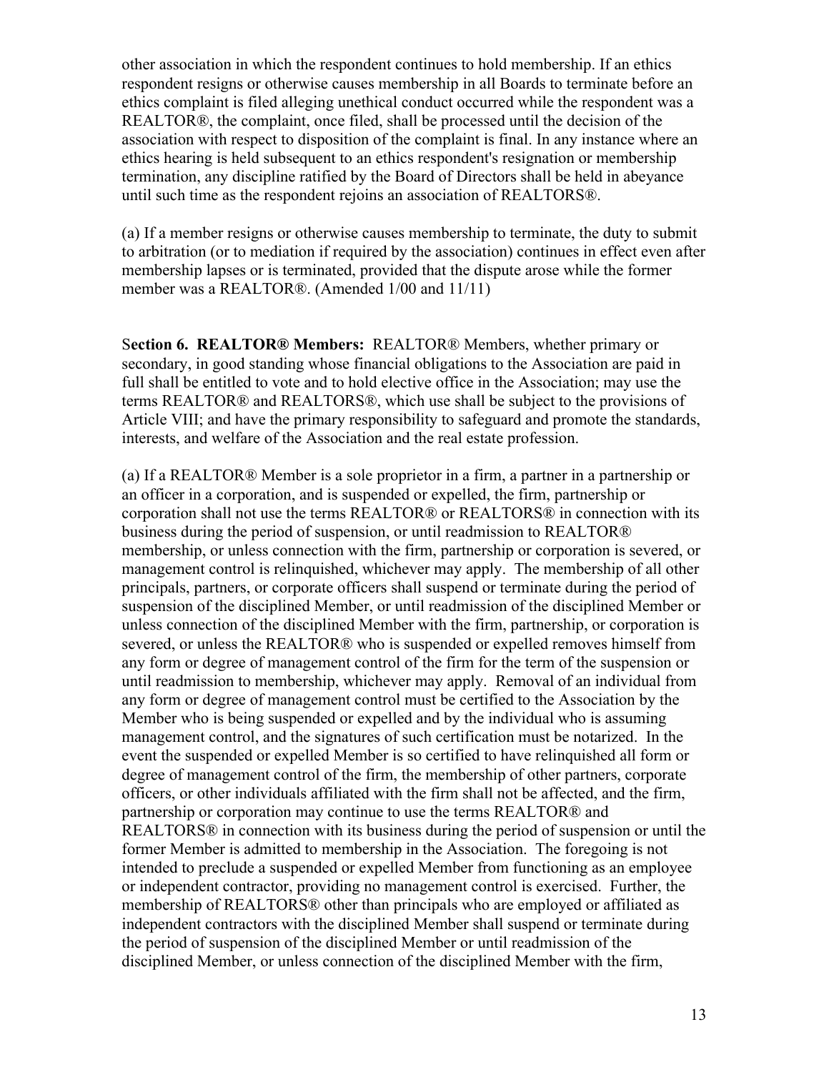other association in which the respondent continues to hold membership. If an ethics respondent resigns or otherwise causes membership in all Boards to terminate before an ethics complaint is filed alleging unethical conduct occurred while the respondent was a REALTOR®, the complaint, once filed, shall be processed until the decision of the association with respect to disposition of the complaint is final. In any instance where an ethics hearing is held subsequent to an ethics respondent's resignation or membership termination, any discipline ratified by the Board of Directors shall be held in abeyance until such time as the respondent rejoins an association of REALTORS®.

(a) If a member resigns or otherwise causes membership to terminate, the duty to submit to arbitration (or to mediation if required by the association) continues in effect even after membership lapses or is terminated, provided that the dispute arose while the former member was a REALTOR®. (Amended 1/00 and 11/11)

**Section 6. REALTOR® Members:** REALTOR® Members, whether primary or secondary, in good standing whose financial obligations to the Association are paid in full shall be entitled to vote and to hold elective office in the Association; may use the terms REALTOR® and REALTORS®, which use shall be subject to the provisions of Article VIII; and have the primary responsibility to safeguard and promote the standards, interests, and welfare of the Association and the real estate profession.

(a) If a REALTOR® Member is a sole proprietor in a firm, a partner in a partnership or an officer in a corporation, and is suspended or expelled, the firm, partnership or corporation shall not use the terms REALTOR® or REALTORS® in connection with its business during the period of suspension, or until readmission to REALTOR® membership, or unless connection with the firm, partnership or corporation is severed, or management control is relinquished, whichever may apply. The membership of all other principals, partners, or corporate officers shall suspend or terminate during the period of suspension of the disciplined Member, or until readmission of the disciplined Member or unless connection of the disciplined Member with the firm, partnership, or corporation is severed, or unless the REALTOR® who is suspended or expelled removes himself from any form or degree of management control of the firm for the term of the suspension or until readmission to membership, whichever may apply. Removal of an individual from any form or degree of management control must be certified to the Association by the Member who is being suspended or expelled and by the individual who is assuming management control, and the signatures of such certification must be notarized. In the event the suspended or expelled Member is so certified to have relinquished all form or degree of management control of the firm, the membership of other partners, corporate officers, or other individuals affiliated with the firm shall not be affected, and the firm, partnership or corporation may continue to use the terms REALTOR® and REALTORS® in connection with its business during the period of suspension or until the former Member is admitted to membership in the Association. The foregoing is not intended to preclude a suspended or expelled Member from functioning as an employee or independent contractor, providing no management control is exercised. Further, the membership of REALTORS® other than principals who are employed or affiliated as independent contractors with the disciplined Member shall suspend or terminate during the period of suspension of the disciplined Member or until readmission of the disciplined Member, or unless connection of the disciplined Member with the firm,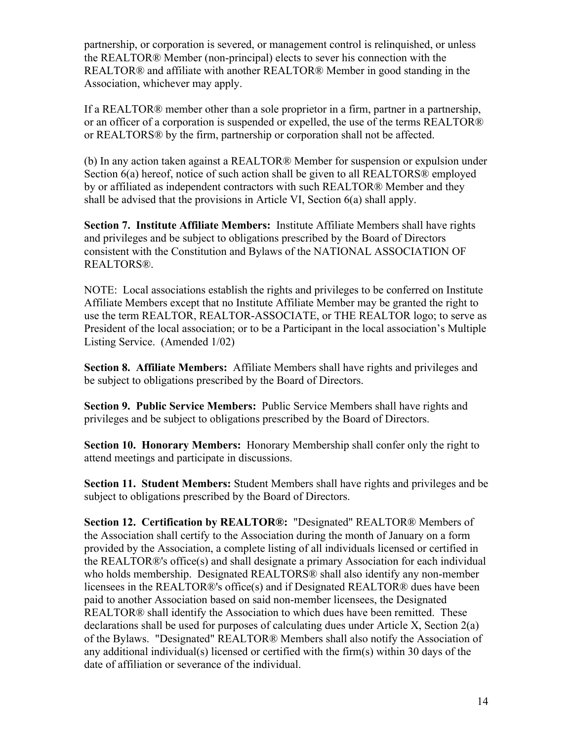partnership, or corporation is severed, or management control is relinquished, or unless the REALTOR® Member (non-principal) elects to sever his connection with the REALTOR® and affiliate with another REALTOR® Member in good standing in the Association, whichever may apply.

If a REALTOR® member other than a sole proprietor in a firm, partner in a partnership, or an officer of a corporation is suspended or expelled, the use of the terms REALTOR® or REALTORS® by the firm, partnership or corporation shall not be affected.

(b) In any action taken against a REALTOR® Member for suspension or expulsion under Section 6(a) hereof, notice of such action shall be given to all REALTORS® employed by or affiliated as independent contractors with such REALTOR® Member and they shall be advised that the provisions in Article VI, Section 6(a) shall apply.

**Section 7. Institute Affiliate Members:** Institute Affiliate Members shall have rights and privileges and be subject to obligations prescribed by the Board of Directors consistent with the Constitution and Bylaws of the NATIONAL ASSOCIATION OF REALTORS®.

NOTE: Local associations establish the rights and privileges to be conferred on Institute Affiliate Members except that no Institute Affiliate Member may be granted the right to use the term REALTOR, REALTOR-ASSOCIATE, or THE REALTOR logo; to serve as President of the local association; or to be a Participant in the local association's Multiple Listing Service. (Amended 1/02)

**Section 8. Affiliate Members:** Affiliate Members shall have rights and privileges and be subject to obligations prescribed by the Board of Directors.

**Section 9. Public Service Members:** Public Service Members shall have rights and privileges and be subject to obligations prescribed by the Board of Directors.

**Section 10. Honorary Members:** Honorary Membership shall confer only the right to attend meetings and participate in discussions.

**Section 11. Student Members:** Student Members shall have rights and privileges and be subject to obligations prescribed by the Board of Directors.

**Section 12. Certification by REALTOR®:** "Designated" REALTOR® Members of the Association shall certify to the Association during the month of January on a form provided by the Association, a complete listing of all individuals licensed or certified in the REALTOR®'s office(s) and shall designate a primary Association for each individual who holds membership. Designated REALTORS® shall also identify any non-member licensees in the REALTOR®'s office(s) and if Designated REALTOR® dues have been paid to another Association based on said non-member licensees, the Designated REALTOR® shall identify the Association to which dues have been remitted. These declarations shall be used for purposes of calculating dues under Article X, Section 2(a) of the Bylaws. "Designated" REALTOR® Members shall also notify the Association of any additional individual(s) licensed or certified with the firm(s) within 30 days of the date of affiliation or severance of the individual.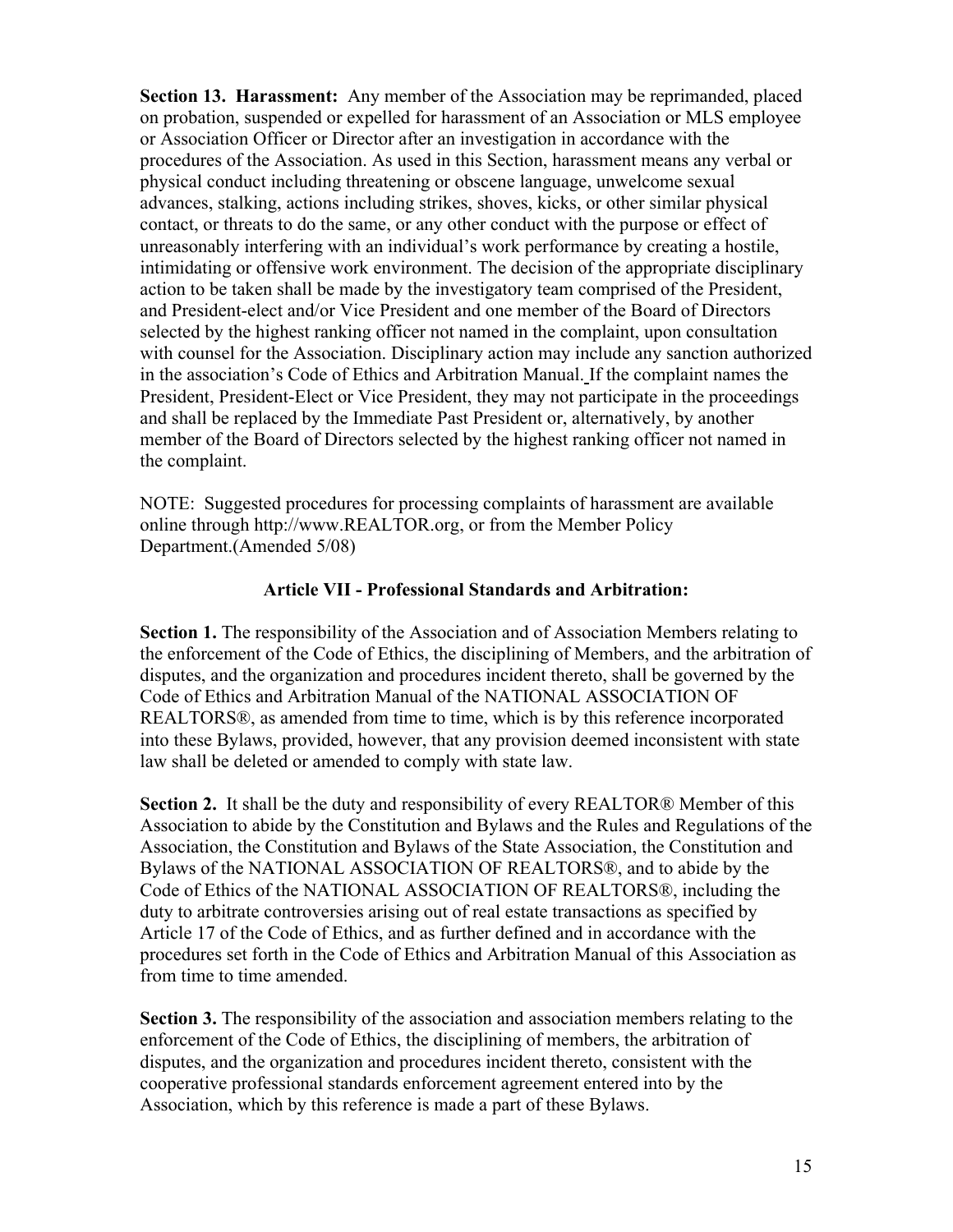**Section 13. Harassment:** Any member of the Association may be reprimanded, placed on probation, suspended or expelled for harassment of an Association or MLS employee or Association Officer or Director after an investigation in accordance with the procedures of the Association. As used in this Section, harassment means any verbal or physical conduct including threatening or obscene language, unwelcome sexual advances, stalking, actions including strikes, shoves, kicks, or other similar physical contact, or threats to do the same, or any other conduct with the purpose or effect of unreasonably interfering with an individual's work performance by creating a hostile, intimidating or offensive work environment. The decision of the appropriate disciplinary action to be taken shall be made by the investigatory team comprised of the President, and President-elect and/or Vice President and one member of the Board of Directors selected by the highest ranking officer not named in the complaint, upon consultation with counsel for the Association. Disciplinary action may include any sanction authorized in the association's Code of Ethics and Arbitration Manual. If the complaint names the President, President-Elect or Vice President, they may not participate in the proceedings and shall be replaced by the Immediate Past President or, alternatively, by another member of the Board of Directors selected by the highest ranking officer not named in the complaint.

NOTE: Suggested procedures for processing complaints of harassment are available online through http://www.REALTOR.org, or from the Member Policy Department.(Amended 5/08)

## Article VII - Professional Standards and Arbitration:

**Section 1.** The responsibility of the Association and of Association Members relating to the enforcement of the Code of Ethics, the disciplining of Members, and the arbitration of disputes, and the organization and procedures incident thereto, shall be governed by the Code of Ethics and Arbitration Manual of the NATIONAL ASSOCIATION OF REALTORS®, as amended from time to time, which is by this reference incorporated into these Bylaws, provided, however, that any provision deemed inconsistent with state law shall be deleted or amended to comply with state law.

**Section 2.** It shall be the duty and responsibility of every REALTOR® Member of this Association to abide by the Constitution and Bylaws and the Rules and Regulations of the Association, the Constitution and Bylaws of the State Association, the Constitution and Bylaws of the NATIONAL ASSOCIATION OF REALTORS®, and to abide by the Code of Ethics of the NATIONAL ASSOCIATION OF REALTORS®, including the duty to arbitrate controversies arising out of real estate transactions as specified by Article 17 of the Code of Ethics, and as further defined and in accordance with the procedures set forth in the Code of Ethics and Arbitration Manual of this Association as from time to time amended.

**Section 3.** The responsibility of the association and association members relating to the enforcement of the Code of Ethics, the disciplining of members, the arbitration of disputes, and the organization and procedures incident thereto, consistent with the cooperative professional standards enforcement agreement entered into by the Association, which by this reference is made a part of these Bylaws.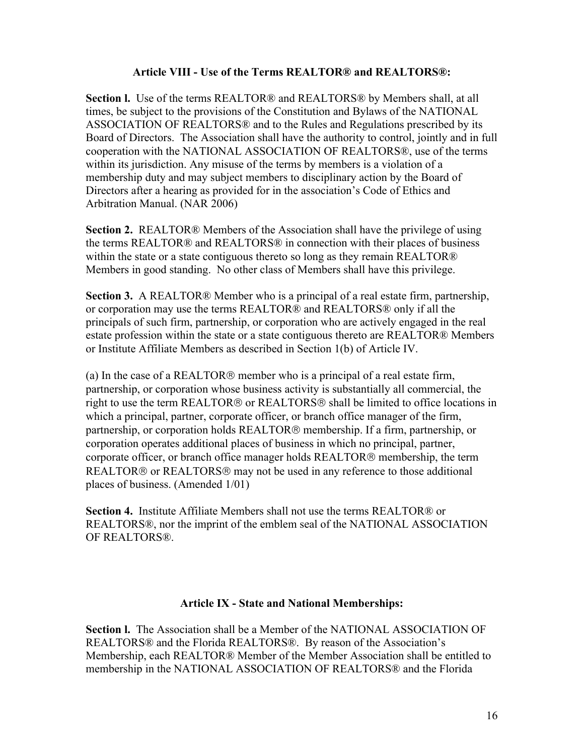## Article VIII - Use of the Terms REALTOR® and REALTORS®:

**Section l.** Use of the terms REALTOR® and REALTORS® by Members shall, at all times, be subject to the provisions of the Constitution and Bylaws of the NATIONAL ASSOCIATION OF REALTORS® and to the Rules and Regulations prescribed by its Board of Directors. The Association shall have the authority to control, jointly and in full cooperation with the NATIONAL ASSOCIATION OF REALTORS®, use of the terms within its jurisdiction. Any misuse of the terms by members is a violation of a membership duty and may subject members to disciplinary action by the Board of Directors after a hearing as provided for in the association's Code of Ethics and Arbitration Manual. (NAR 2006)

**Section 2.** REALTOR® Members of the Association shall have the privilege of using the terms REALTOR® and REALTORS® in connection with their places of business within the state or a state contiguous thereto so long as they remain REALTOR® Members in good standing. No other class of Members shall have this privilege.

**Section 3.** A REALTOR® Member who is a principal of a real estate firm, partnership, or corporation may use the terms REALTOR® and REALTORS® only if all the principals of such firm, partnership, or corporation who are actively engaged in the real estate profession within the state or a state contiguous thereto are REALTOR® Members or Institute Affiliate Members as described in Section 1(b) of Article IV.

(a) In the case of a REALTOR® member who is a principal of a real estate firm, partnership, or corporation whose business activity is substantially all commercial, the right to use the term REALTOR® or REALTORS® shall be limited to office locations in which a principal, partner, corporate officer, or branch office manager of the firm, partnership, or corporation holds REALTOR® membership. If a firm, partnership, or corporation operates additional places of business in which no principal, partner, corporate officer, or branch office manager holds REALTOR® membership, the term REALTOR® or REALTORS® may not be used in any reference to those additional places of business. (Amended 1/01)

**Section 4.** Institute Affiliate Members shall not use the terms REALTOR® or REALTORS®, nor the imprint of the emblem seal of the NATIONAL ASSOCIATION OF REALTORS®.

## Article IX - State and National Memberships:

**Section l.** The Association shall be a Member of the NATIONAL ASSOCIATION OF REALTORS® and the Florida REALTORS®. By reason of the Association's Membership, each REALTOR® Member of the Member Association shall be entitled to membership in the NATIONAL ASSOCIATION OF REALTORS® and the Florida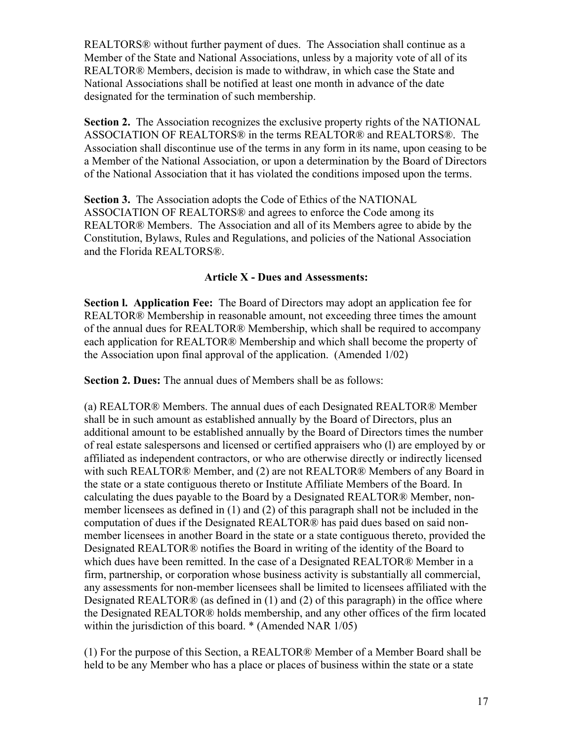REALTORS® without further payment of dues. The Association shall continue as a Member of the State and National Associations, unless by a majority vote of all of its REALTOR® Members, decision is made to withdraw, in which case the State and National Associations shall be notified at least one month in advance of the date designated for the termination of such membership.

**Section 2.** The Association recognizes the exclusive property rights of the NATIONAL ASSOCIATION OF REALTORS® in the terms REALTOR® and REALTORS®. The Association shall discontinue use of the terms in any form in its name, upon ceasing to be a Member of the National Association, or upon a determination by the Board of Directors of the National Association that it has violated the conditions imposed upon the terms.

**Section 3.** The Association adopts the Code of Ethics of the NATIONAL ASSOCIATION OF REALTORS® and agrees to enforce the Code among its REALTOR® Members. The Association and all of its Members agree to abide by the Constitution, Bylaws, Rules and Regulations, and policies of the National Association and the Florida REALTORS®.

## Article X - Dues and Assessments:

**Section l. Application Fee:** The Board of Directors may adopt an application fee for REALTOR® Membership in reasonable amount, not exceeding three times the amount of the annual dues for REALTOR® Membership, which shall be required to accompany each application for REALTOR® Membership and which shall become the property of the Association upon final approval of the application. (Amended 1/02)

**Section 2. Dues:** The annual dues of Members shall be as follows:

(a) REALTOR® Members. The annual dues of each Designated REALTOR® Member shall be in such amount as established annually by the Board of Directors, plus an additional amount to be established annually by the Board of Directors times the number of real estate salespersons and licensed or certified appraisers who (l) are employed by or affiliated as independent contractors, or who are otherwise directly or indirectly licensed with such REALTOR® Member, and (2) are not REALTOR® Members of any Board in the state or a state contiguous thereto or Institute Affiliate Members of the Board. In calculating the dues payable to the Board by a Designated REALTOR® Member, non-member licensees as defined in (1) and (2) of this paragraph shall not be included in the computation of dues if the Designated REALTOR® has paid dues based on said non-member licensees in another Board in the state or a state contiguous thereto, provided the Designated REALTOR® notifies the Board in writing of the identity of the Board to which dues have been remitted. In the case of a Designated REALTOR® Member in a firm, partnership, or corporation whose business activity is substantially all commercial, any assessments for non-member licensees shall be limited to licensees affiliated with the Designated REALTOR® (as defined in (1) and (2) of this paragraph) in the office where the Designated REALTOR® holds membership, and any other offices of the firm located within the jurisdiction of this board. * (Amended NAR 1/05)

(1) For the purpose of this Section, a REALTOR® Member of a Member Board shall be held to be any Member who has a place or places of business within the state or a state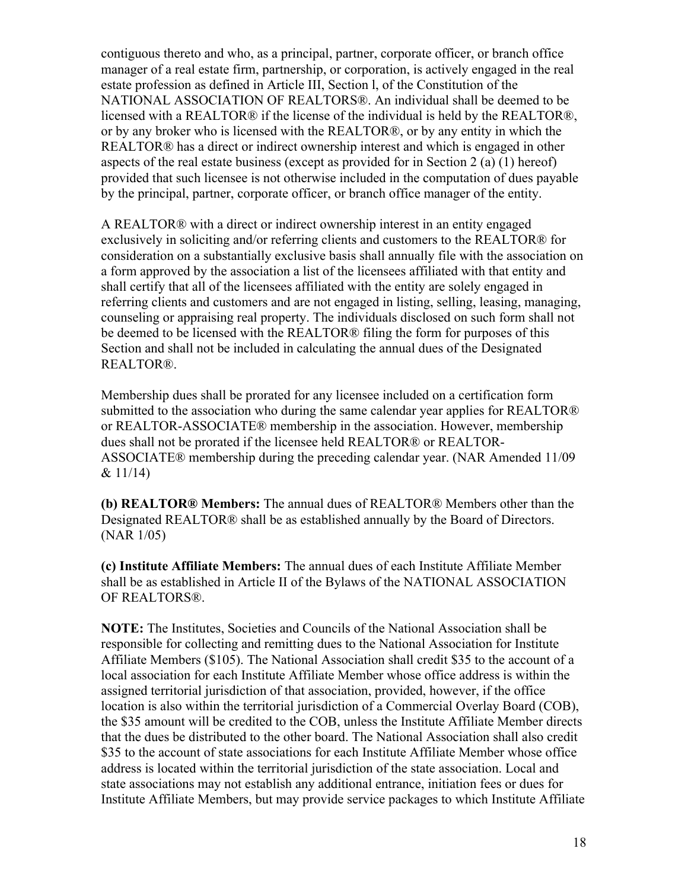contiguous thereto and who, as a principal, partner, corporate officer, or branch office manager of a real estate firm, partnership, or corporation, is actively engaged in the real estate profession as defined in Article III, Section l, of the Constitution of the NATIONAL ASSOCIATION OF REALTORS®. An individual shall be deemed to be licensed with a REALTOR® if the license of the individual is held by the REALTOR®, or by any broker who is licensed with the REALTOR®, or by any entity in which the REALTOR® has a direct or indirect ownership interest and which is engaged in other aspects of the real estate business (except as provided for in Section 2 (a) (1) hereof) provided that such licensee is not otherwise included in the computation of dues payable by the principal, partner, corporate officer, or branch office manager of the entity.

A REALTOR® with a direct or indirect ownership interest in an entity engaged exclusively in soliciting and/or referring clients and customers to the REALTOR® for consideration on a substantially exclusive basis shall annually file with the association on a form approved by the association a list of the licensees affiliated with that entity and shall certify that all of the licensees affiliated with the entity are solely engaged in referring clients and customers and are not engaged in listing, selling, leasing, managing, counseling or appraising real property. The individuals disclosed on such form shall not be deemed to be licensed with the REALTOR® filing the form for purposes of this Section and shall not be included in calculating the annual dues of the Designated REALTOR®.

Membership dues shall be prorated for any licensee included on a certification form submitted to the association who during the same calendar year applies for REALTOR® or REALTOR-ASSOCIATE® membership in the association. However, membership dues shall not be prorated if the licensee held REALTOR® or REALTOR-ASSOCIATE® membership during the preceding calendar year. (NAR Amended 11/09 & 11/14)

**(b) REALTOR® Members:** The annual dues of REALTOR® Members other than the Designated REALTOR® shall be as established annually by the Board of Directors. (NAR 1/05)

**(c) Institute Affiliate Members:** The annual dues of each Institute Affiliate Member shall be as established in Article II of the Bylaws of the NATIONAL ASSOCIATION OF REALTORS®.

**NOTE:** The Institutes, Societies and Councils of the National Association shall be responsible for collecting and remitting dues to the National Association for Institute Affiliate Members ($105). The National Association shall credit $35 to the account of a local association for each Institute Affiliate Member whose office address is within the assigned territorial jurisdiction of that association, provided, however, if the office location is also within the territorial jurisdiction of a Commercial Overlay Board (COB), the $35 amount will be credited to the COB, unless the Institute Affiliate Member directs that the dues be distributed to the other board. The National Association shall also credit $35 to the account of state associations for each Institute Affiliate Member whose office address is located within the territorial jurisdiction of the state association. Local and state associations may not establish any additional entrance, initiation fees or dues for Institute Affiliate Members, but may provide service packages to which Institute Affiliate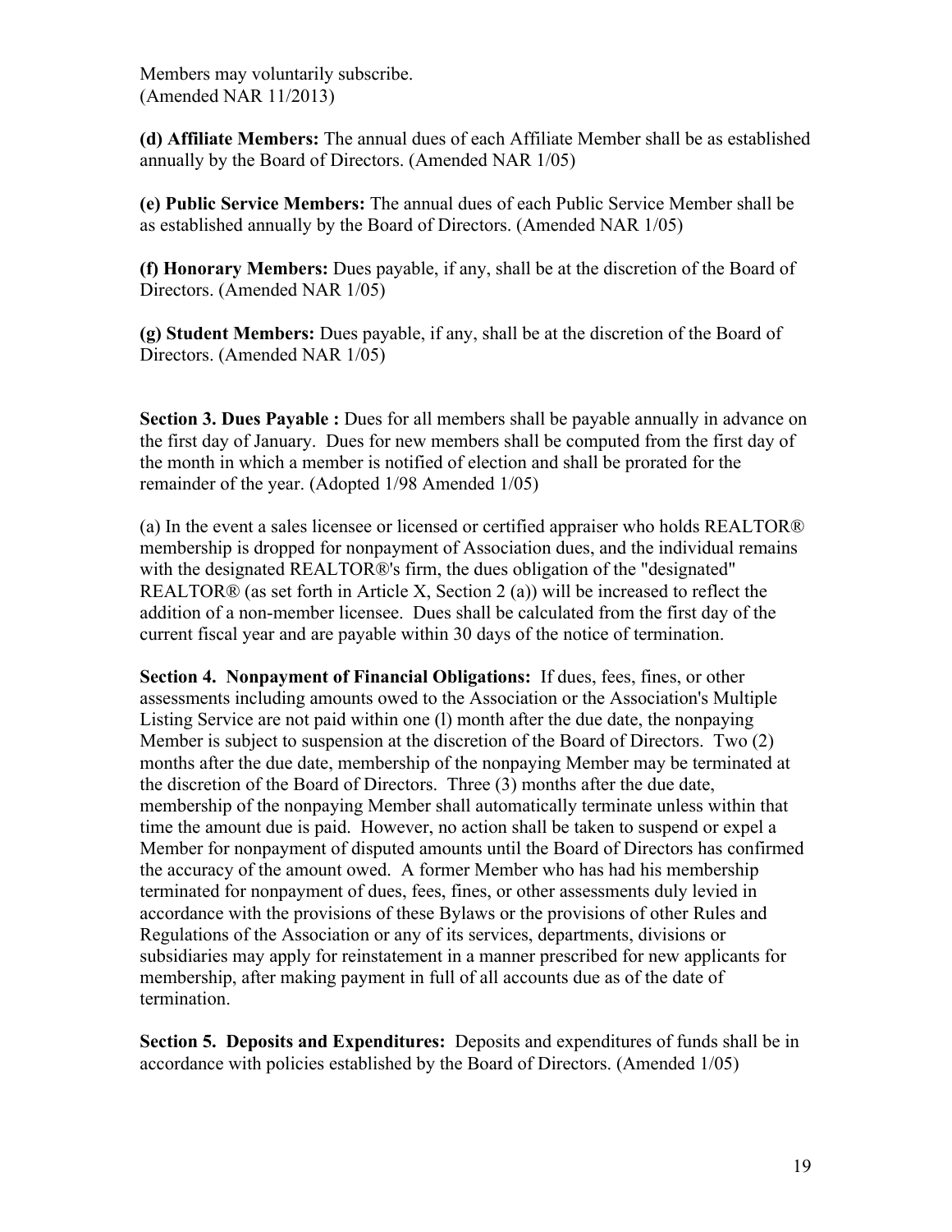Members may voluntarily subscribe.
(Amended NAR 11/2013)

**(d) Affiliate Members:** The annual dues of each Affiliate Member shall be as established annually by the Board of Directors. (Amended NAR 1/05)

**(e) Public Service Members:** The annual dues of each Public Service Member shall be as established annually by the Board of Directors. (Amended NAR 1/05)

**(f) Honorary Members:** Dues payable, if any, shall be at the discretion of the Board of Directors. (Amended NAR 1/05)

**(g) Student Members:** Dues payable, if any, shall be at the discretion of the Board of Directors. (Amended NAR 1/05)

**Section 3. Dues Payable :** Dues for all members shall be payable annually in advance on the first day of January. Dues for new members shall be computed from the first day of the month in which a member is notified of election and shall be prorated for the remainder of the year. (Adopted 1/98 Amended 1/05)

(a) In the event a sales licensee or licensed or certified appraiser who holds REALTOR® membership is dropped for nonpayment of Association dues, and the individual remains with the designated REALTOR®'s firm, the dues obligation of the "designated" REALTOR® (as set forth in Article X, Section 2 (a)) will be increased to reflect the addition of a non-member licensee. Dues shall be calculated from the first day of the current fiscal year and are payable within 30 days of the notice of termination.

**Section 4. Nonpayment of Financial Obligations:** If dues, fees, fines, or other assessments including amounts owed to the Association or the Association's Multiple Listing Service are not paid within one (l) month after the due date, the nonpaying Member is subject to suspension at the discretion of the Board of Directors. Two (2) months after the due date, membership of the nonpaying Member may be terminated at the discretion of the Board of Directors. Three (3) months after the due date, membership of the nonpaying Member shall automatically terminate unless within that time the amount due is paid. However, no action shall be taken to suspend or expel a Member for nonpayment of disputed amounts until the Board of Directors has confirmed the accuracy of the amount owed. A former Member who has had his membership terminated for nonpayment of dues, fees, fines, or other assessments duly levied in accordance with the provisions of these Bylaws or the provisions of other Rules and Regulations of the Association or any of its services, departments, divisions or subsidiaries may apply for reinstatement in a manner prescribed for new applicants for membership, after making payment in full of all accounts due as of the date of termination.

**Section 5. Deposits and Expenditures:** Deposits and expenditures of funds shall be in accordance with policies established by the Board of Directors. (Amended 1/05)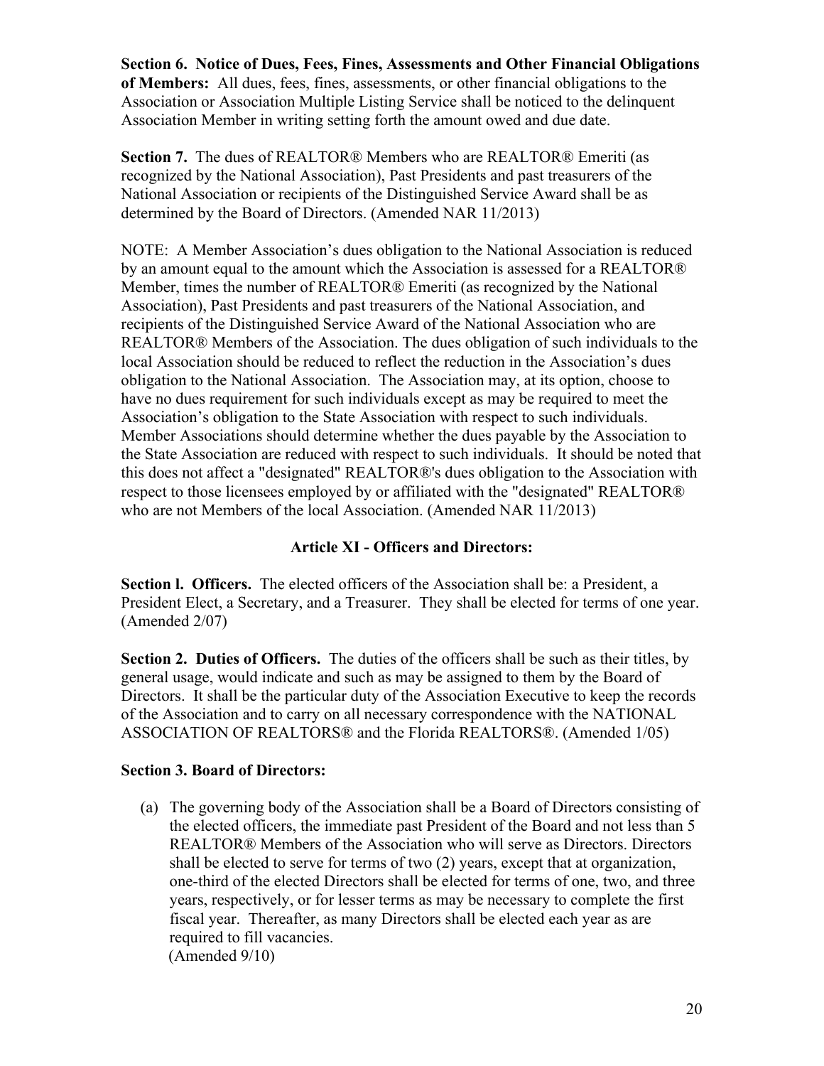**Section 6. Notice of Dues, Fees, Fines, Assessments and Other Financial Obligations of Members:** All dues, fees, fines, assessments, or other financial obligations to the Association or Association Multiple Listing Service shall be noticed to the delinquent Association Member in writing setting forth the amount owed and due date.

**Section 7.** The dues of REALTOR® Members who are REALTOR® Emeriti (as recognized by the National Association), Past Presidents and past treasurers of the National Association or recipients of the Distinguished Service Award shall be as determined by the Board of Directors. (Amended NAR 11/2013)

NOTE: A Member Association's dues obligation to the National Association is reduced by an amount equal to the amount which the Association is assessed for a REALTOR® Member, times the number of REALTOR® Emeriti (as recognized by the National Association), Past Presidents and past treasurers of the National Association, and recipients of the Distinguished Service Award of the National Association who are REALTOR® Members of the Association. The dues obligation of such individuals to the local Association should be reduced to reflect the reduction in the Association's dues obligation to the National Association. The Association may, at its option, choose to have no dues requirement for such individuals except as may be required to meet the Association's obligation to the State Association with respect to such individuals. Member Associations should determine whether the dues payable by the Association to the State Association are reduced with respect to such individuals. It should be noted that this does not affect a "designated" REALTOR®'s dues obligation to the Association with respect to those licensees employed by or affiliated with the "designated" REALTOR® who are not Members of the local Association. (Amended NAR 11/2013)

## Article XI - Officers and Directors:

**Section l. Officers.** The elected officers of the Association shall be: a President, a President Elect, a Secretary, and a Treasurer. They shall be elected for terms of one year. (Amended 2/07)

**Section 2. Duties of Officers.** The duties of the officers shall be such as their titles, by general usage, would indicate and such as may be assigned to them by the Board of Directors. It shall be the particular duty of the Association Executive to keep the records of the Association and to carry on all necessary correspondence with the NATIONAL ASSOCIATION OF REALTORS® and the Florida REALTORS®. (Amended 1/05)

**Section 3. Board of Directors:**

(a) The governing body of the Association shall be a Board of Directors consisting of the elected officers, the immediate past President of the Board and not less than 5 REALTOR® Members of the Association who will serve as Directors. Directors shall be elected to serve for terms of two (2) years, except that at organization, one-third of the elected Directors shall be elected for terms of one, two, and three years, respectively, or for lesser terms as may be necessary to complete the first fiscal year. Thereafter, as many Directors shall be elected each year as are required to fill vacancies.
(Amended 9/10)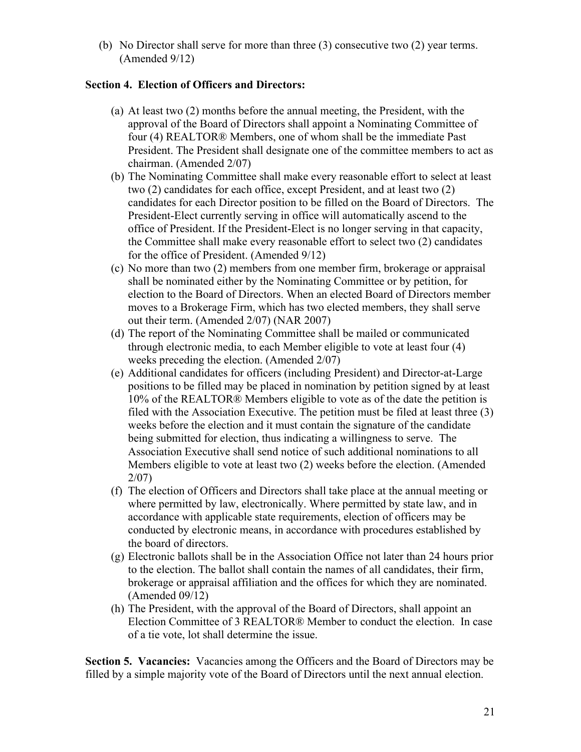(b) No Director shall serve for more than three (3) consecutive two (2) year terms. (Amended 9/12)

**Section 4. Election of Officers and Directors:**

(a) At least two (2) months before the annual meeting, the President, with the approval of the Board of Directors shall appoint a Nominating Committee of four (4) REALTOR® Members, one of whom shall be the immediate Past President. The President shall designate one of the committee members to act as chairman. (Amended 2/07)

(b) The Nominating Committee shall make every reasonable effort to select at least two (2) candidates for each office, except President, and at least two (2) candidates for each Director position to be filled on the Board of Directors. The President-Elect currently serving in office will automatically ascend to the office of President. If the President-Elect is no longer serving in that capacity, the Committee shall make every reasonable effort to select two (2) candidates for the office of President. (Amended 9/12)

(c) No more than two (2) members from one member firm, brokerage or appraisal shall be nominated either by the Nominating Committee or by petition, for election to the Board of Directors. When an elected Board of Directors member moves to a Brokerage Firm, which has two elected members, they shall serve out their term. (Amended 2/07) (NAR 2007)

(d) The report of the Nominating Committee shall be mailed or communicated through electronic media, to each Member eligible to vote at least four (4) weeks preceding the election. (Amended 2/07)

(e) Additional candidates for officers (including President) and Director-at-Large positions to be filled may be placed in nomination by petition signed by at least 10% of the REALTOR® Members eligible to vote as of the date the petition is filed with the Association Executive. The petition must be filed at least three (3) weeks before the election and it must contain the signature of the candidate being submitted for election, thus indicating a willingness to serve. The Association Executive shall send notice of such additional nominations to all Members eligible to vote at least two (2) weeks before the election. (Amended 2/07)

(f) The election of Officers and Directors shall take place at the annual meeting or where permitted by law, electronically. Where permitted by state law, and in accordance with applicable state requirements, election of officers may be conducted by electronic means, in accordance with procedures established by the board of directors.

(g) Electronic ballots shall be in the Association Office not later than 24 hours prior to the election. The ballot shall contain the names of all candidates, their firm, brokerage or appraisal affiliation and the offices for which they are nominated. (Amended 09/12)

(h) The President, with the approval of the Board of Directors, shall appoint an Election Committee of 3 REALTOR® Member to conduct the election. In case of a tie vote, lot shall determine the issue.

**Section 5. Vacancies:** Vacancies among the Officers and the Board of Directors may be filled by a simple majority vote of the Board of Directors until the next annual election.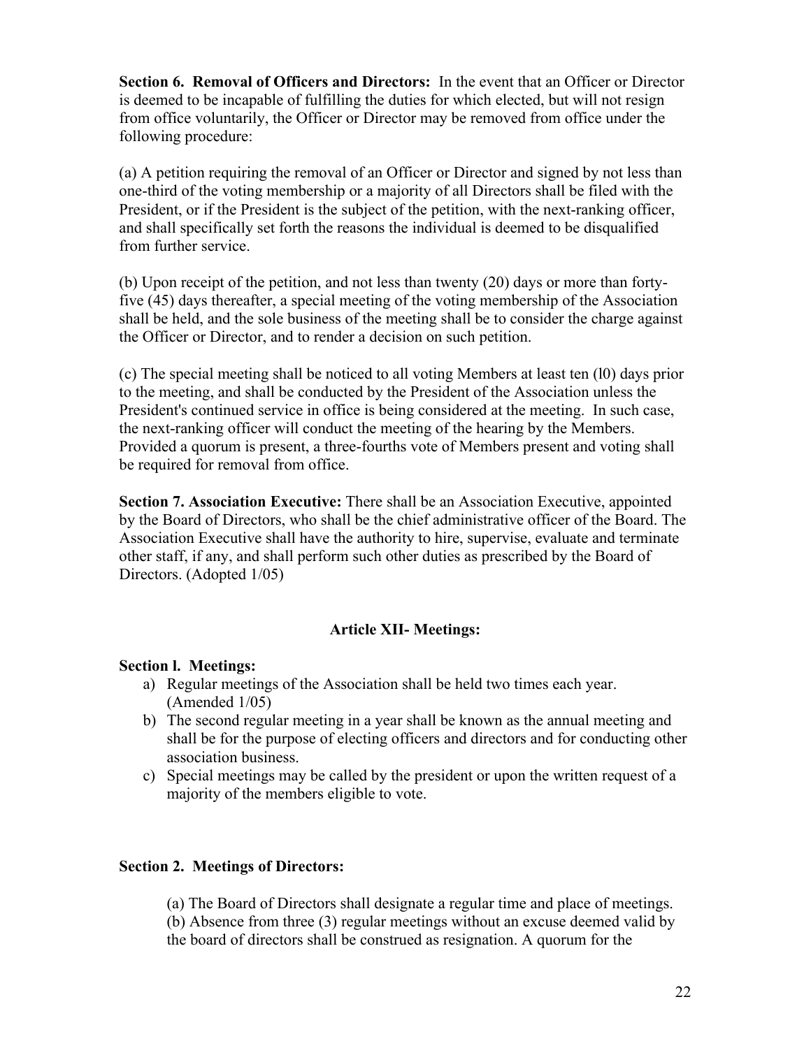**Section 6. Removal of Officers and Directors:** In the event that an Officer or Director is deemed to be incapable of fulfilling the duties for which elected, but will not resign from office voluntarily, the Officer or Director may be removed from office under the following procedure:

(a) A petition requiring the removal of an Officer or Director and signed by not less than one-third of the voting membership or a majority of all Directors shall be filed with the President, or if the President is the subject of the petition, with the next-ranking officer, and shall specifically set forth the reasons the individual is deemed to be disqualified from further service.

(b) Upon receipt of the petition, and not less than twenty (20) days or more than forty-five (45) days thereafter, a special meeting of the voting membership of the Association shall be held, and the sole business of the meeting shall be to consider the charge against the Officer or Director, and to render a decision on such petition.

(c) The special meeting shall be noticed to all voting Members at least ten (l0) days prior to the meeting, and shall be conducted by the President of the Association unless the President's continued service in office is being considered at the meeting. In such case, the next-ranking officer will conduct the meeting of the hearing by the Members. Provided a quorum is present, a three-fourths vote of Members present and voting shall be required for removal from office.

**Section 7. Association Executive:** There shall be an Association Executive, appointed by the Board of Directors, who shall be the chief administrative officer of the Board. The Association Executive shall have the authority to hire, supervise, evaluate and terminate other staff, if any, and shall perform such other duties as prescribed by the Board of Directors. (Adopted 1/05)

## Article XII- Meetings:

**Section l. Meetings:**

a) Regular meetings of the Association shall be held two times each year. (Amended 1/05)
b) The second regular meeting in a year shall be known as the annual meeting and shall be for the purpose of electing officers and directors and for conducting other association business.
c) Special meetings may be called by the president or upon the written request of a majority of the members eligible to vote.

**Section 2. Meetings of Directors:**

(a) The Board of Directors shall designate a regular time and place of meetings.
(b) Absence from three (3) regular meetings without an excuse deemed valid by the board of directors shall be construed as resignation. A quorum for the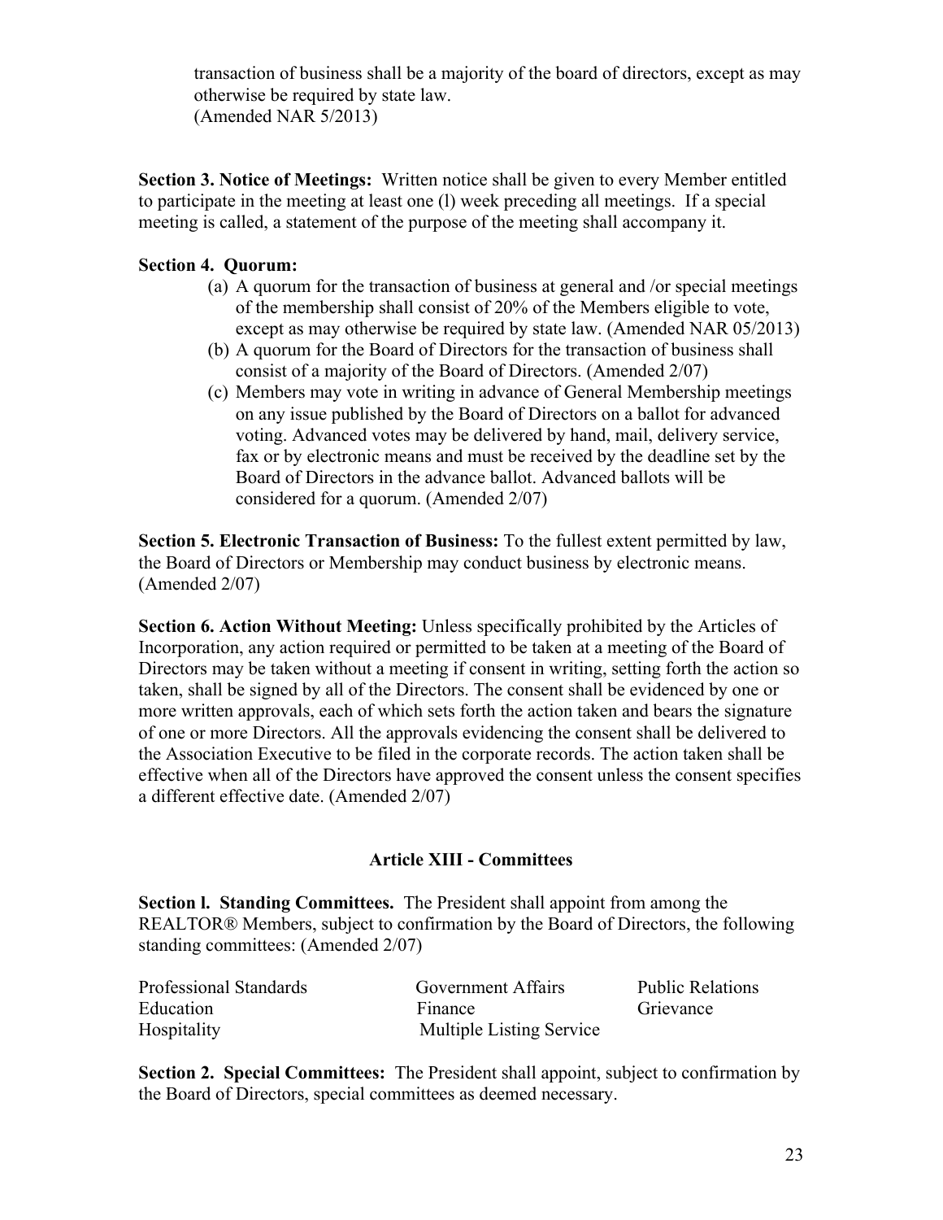transaction of business shall be a majority of the board of directors, except as may otherwise be required by state law.
(Amended NAR 5/2013)

**Section 3. Notice of Meetings:** Written notice shall be given to every Member entitled to participate in the meeting at least one (l) week preceding all meetings. If a special meeting is called, a statement of the purpose of the meeting shall accompany it.

**Section 4. Quorum:**

(a) A quorum for the transaction of business at general and /or special meetings of the membership shall consist of 20% of the Members eligible to vote, except as may otherwise be required by state law. (Amended NAR 05/2013)

(b) A quorum for the Board of Directors for the transaction of business shall consist of a majority of the Board of Directors. (Amended 2/07)

(c) Members may vote in writing in advance of General Membership meetings on any issue published by the Board of Directors on a ballot for advanced voting. Advanced votes may be delivered by hand, mail, delivery service, fax or by electronic means and must be received by the deadline set by the Board of Directors in the advance ballot. Advanced ballots will be considered for a quorum. (Amended 2/07)

**Section 5. Electronic Transaction of Business:** To the fullest extent permitted by law, the Board of Directors or Membership may conduct business by electronic means. (Amended 2/07)

**Section 6. Action Without Meeting:** Unless specifically prohibited by the Articles of Incorporation, any action required or permitted to be taken at a meeting of the Board of Directors may be taken without a meeting if consent in writing, setting forth the action so taken, shall be signed by all of the Directors. The consent shall be evidenced by one or more written approvals, each of which sets forth the action taken and bears the signature of one or more Directors. All the approvals evidencing the consent shall be delivered to the Association Executive to be filed in the corporate records. The action taken shall be effective when all of the Directors have approved the consent unless the consent specifies a different effective date. (Amended 2/07)

## Article XIII - Committees

**Section l. Standing Committees.** The President shall appoint from among the REALTOR® Members, subject to confirmation by the Board of Directors, the following standing committees: (Amended 2/07)

| | | |
|---|---|---|
| Professional Standards | Government Affairs | Public Relations |
| Education | Finance | Grievance |
| Hospitality | Multiple Listing Service | |

**Section 2. Special Committees:** The President shall appoint, subject to confirmation by the Board of Directors, special committees as deemed necessary.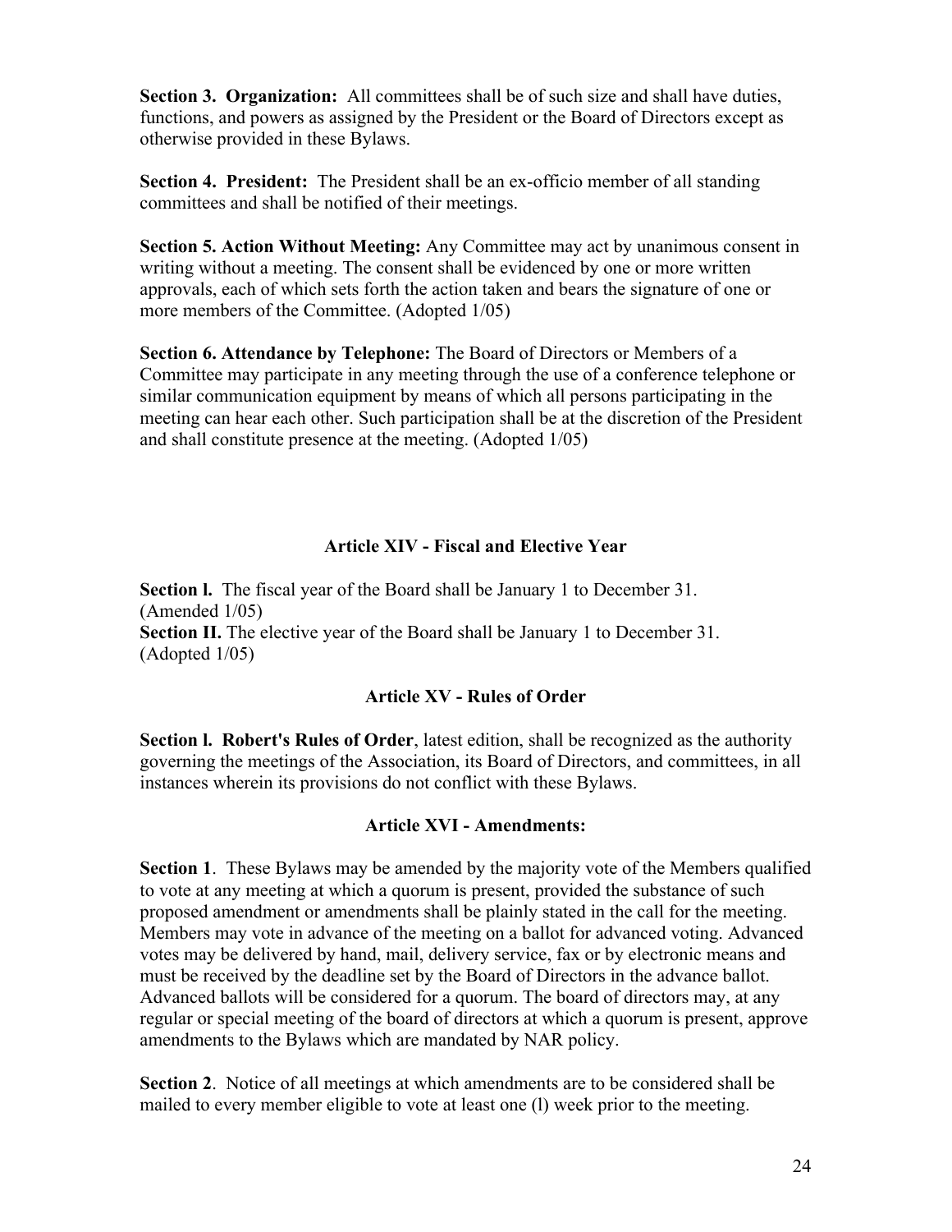**Section 3. Organization:** All committees shall be of such size and shall have duties, functions, and powers as assigned by the President or the Board of Directors except as otherwise provided in these Bylaws.

**Section 4. President:** The President shall be an ex-officio member of all standing committees and shall be notified of their meetings.

**Section 5. Action Without Meeting:** Any Committee may act by unanimous consent in writing without a meeting. The consent shall be evidenced by one or more written approvals, each of which sets forth the action taken and bears the signature of one or more members of the Committee. (Adopted 1/05)

**Section 6. Attendance by Telephone:** The Board of Directors or Members of a Committee may participate in any meeting through the use of a conference telephone or similar communication equipment by means of which all persons participating in the meeting can hear each other. Such participation shall be at the discretion of the President and shall constitute presence at the meeting. (Adopted 1/05)

## Article XIV - Fiscal and Elective Year

**Section l.** The fiscal year of the Board shall be January 1 to December 31. (Amended 1/05)
**Section II.** The elective year of the Board shall be January 1 to December 31. (Adopted 1/05)

## Article XV - Rules of Order

**Section l. Robert's Rules of Order**, latest edition, shall be recognized as the authority governing the meetings of the Association, its Board of Directors, and committees, in all instances wherein its provisions do not conflict with these Bylaws.

## Article XVI - Amendments:

**Section 1**. These Bylaws may be amended by the majority vote of the Members qualified to vote at any meeting at which a quorum is present, provided the substance of such proposed amendment or amendments shall be plainly stated in the call for the meeting. Members may vote in advance of the meeting on a ballot for advanced voting. Advanced votes may be delivered by hand, mail, delivery service, fax or by electronic means and must be received by the deadline set by the Board of Directors in the advance ballot. Advanced ballots will be considered for a quorum. The board of directors may, at any regular or special meeting of the board of directors at which a quorum is present, approve amendments to the Bylaws which are mandated by NAR policy.

**Section 2**. Notice of all meetings at which amendments are to be considered shall be mailed to every member eligible to vote at least one (l) week prior to the meeting.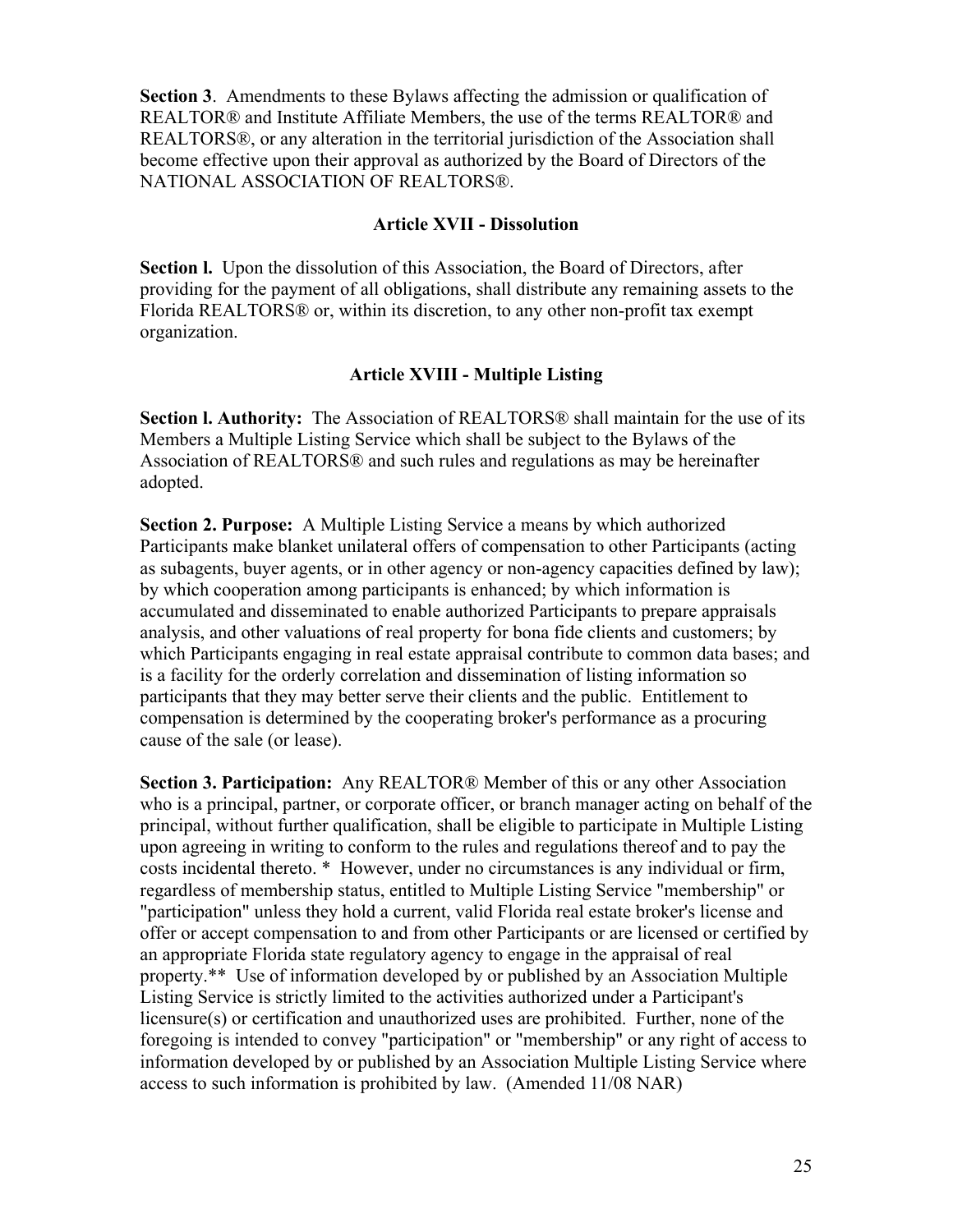**Section 3**. Amendments to these Bylaws affecting the admission or qualification of REALTOR® and Institute Affiliate Members, the use of the terms REALTOR® and REALTORS®, or any alteration in the territorial jurisdiction of the Association shall become effective upon their approval as authorized by the Board of Directors of the NATIONAL ASSOCIATION OF REALTORS®.

## Article XVII - Dissolution

**Section l.** Upon the dissolution of this Association, the Board of Directors, after providing for the payment of all obligations, shall distribute any remaining assets to the Florida REALTORS® or, within its discretion, to any other non-profit tax exempt organization.

## Article XVIII - Multiple Listing

**Section l. Authority:** The Association of REALTORS® shall maintain for the use of its Members a Multiple Listing Service which shall be subject to the Bylaws of the Association of REALTORS® and such rules and regulations as may be hereinafter adopted.

**Section 2. Purpose:** A Multiple Listing Service a means by which authorized Participants make blanket unilateral offers of compensation to other Participants (acting as subagents, buyer agents, or in other agency or non-agency capacities defined by law); by which cooperation among participants is enhanced; by which information is accumulated and disseminated to enable authorized Participants to prepare appraisals analysis, and other valuations of real property for bona fide clients and customers; by which Participants engaging in real estate appraisal contribute to common data bases; and is a facility for the orderly correlation and dissemination of listing information so participants that they may better serve their clients and the public. Entitlement to compensation is determined by the cooperating broker's performance as a procuring cause of the sale (or lease).

**Section 3. Participation:** Any REALTOR® Member of this or any other Association who is a principal, partner, or corporate officer, or branch manager acting on behalf of the principal, without further qualification, shall be eligible to participate in Multiple Listing upon agreeing in writing to conform to the rules and regulations thereof and to pay the costs incidental thereto. * However, under no circumstances is any individual or firm, regardless of membership status, entitled to Multiple Listing Service "membership" or "participation" unless they hold a current, valid Florida real estate broker's license and offer or accept compensation to and from other Participants or are licensed or certified by an appropriate Florida state regulatory agency to engage in the appraisal of real property.** Use of information developed by or published by an Association Multiple Listing Service is strictly limited to the activities authorized under a Participant's licensure(s) or certification and unauthorized uses are prohibited. Further, none of the foregoing is intended to convey "participation" or "membership" or any right of access to information developed by or published by an Association Multiple Listing Service where access to such information is prohibited by law. (Amended 11/08 NAR)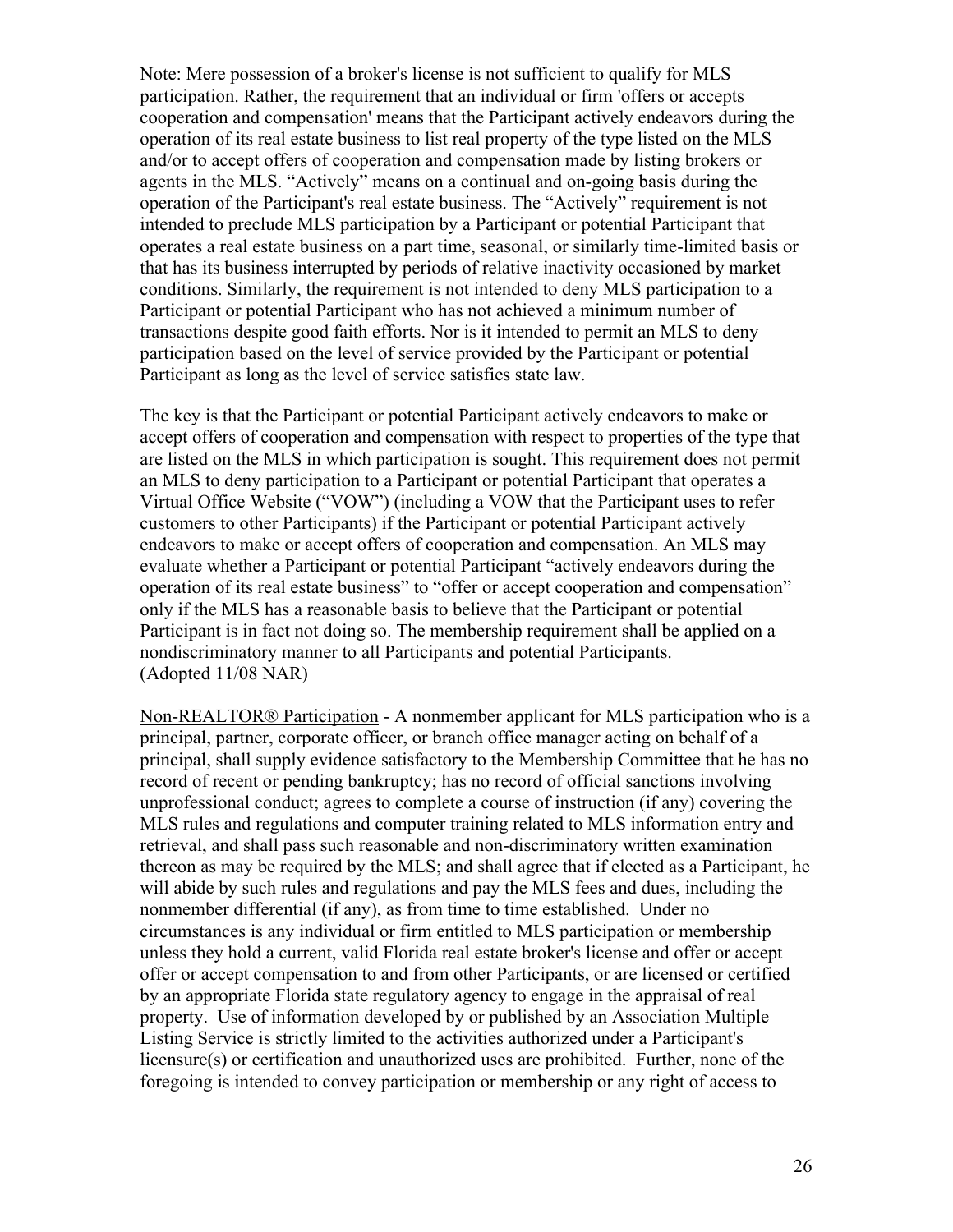Note: Mere possession of a broker's license is not sufficient to qualify for MLS participation. Rather, the requirement that an individual or firm 'offers or accepts cooperation and compensation' means that the Participant actively endeavors during the operation of its real estate business to list real property of the type listed on the MLS and/or to accept offers of cooperation and compensation made by listing brokers or agents in the MLS. "Actively" means on a continual and on-going basis during the operation of the Participant's real estate business. The "Actively" requirement is not intended to preclude MLS participation by a Participant or potential Participant that operates a real estate business on a part time, seasonal, or similarly time-limited basis or that has its business interrupted by periods of relative inactivity occasioned by market conditions. Similarly, the requirement is not intended to deny MLS participation to a Participant or potential Participant who has not achieved a minimum number of transactions despite good faith efforts. Nor is it intended to permit an MLS to deny participation based on the level of service provided by the Participant or potential Participant as long as the level of service satisfies state law.

The key is that the Participant or potential Participant actively endeavors to make or accept offers of cooperation and compensation with respect to properties of the type that are listed on the MLS in which participation is sought. This requirement does not permit an MLS to deny participation to a Participant or potential Participant that operates a Virtual Office Website ("VOW") (including a VOW that the Participant uses to refer customers to other Participants) if the Participant or potential Participant actively endeavors to make or accept offers of cooperation and compensation. An MLS may evaluate whether a Participant or potential Participant "actively endeavors during the operation of its real estate business" to "offer or accept cooperation and compensation" only if the MLS has a reasonable basis to believe that the Participant or potential Participant is in fact not doing so. The membership requirement shall be applied on a nondiscriminatory manner to all Participants and potential Participants.
(Adopted 11/08 NAR)

<u>Non-REALTOR® Participation</u> - A nonmember applicant for MLS participation who is a principal, partner, corporate officer, or branch office manager acting on behalf of a principal, shall supply evidence satisfactory to the Membership Committee that he has no record of recent or pending bankruptcy; has no record of official sanctions involving unprofessional conduct; agrees to complete a course of instruction (if any) covering the MLS rules and regulations and computer training related to MLS information entry and retrieval, and shall pass such reasonable and non-discriminatory written examination thereon as may be required by the MLS; and shall agree that if elected as a Participant, he will abide by such rules and regulations and pay the MLS fees and dues, including the nonmember differential (if any), as from time to time established. Under no circumstances is any individual or firm entitled to MLS participation or membership unless they hold a current, valid Florida real estate broker's license and offer or accept offer or accept compensation to and from other Participants, or are licensed or certified by an appropriate Florida state regulatory agency to engage in the appraisal of real property. Use of information developed by or published by an Association Multiple Listing Service is strictly limited to the activities authorized under a Participant's licensure(s) or certification and unauthorized uses are prohibited. Further, none of the foregoing is intended to convey participation or membership or any right of access to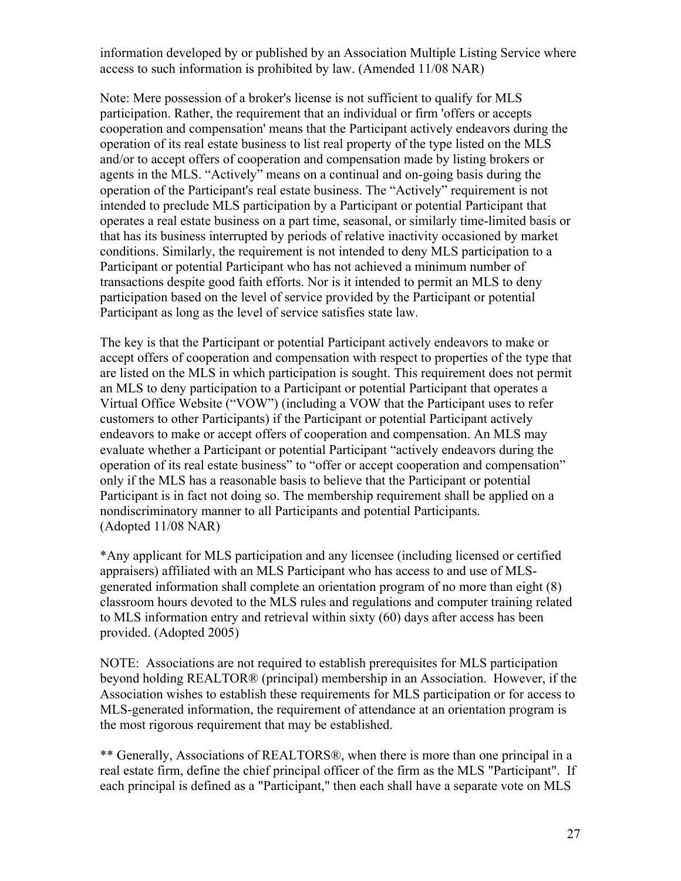information developed by or published by an Association Multiple Listing Service where access to such information is prohibited by law. (Amended 11/08 NAR)

Note: Mere possession of a broker's license is not sufficient to qualify for MLS participation. Rather, the requirement that an individual or firm 'offers or accepts cooperation and compensation' means that the Participant actively endeavors during the operation of its real estate business to list real property of the type listed on the MLS and/or to accept offers of cooperation and compensation made by listing brokers or agents in the MLS. "Actively" means on a continual and on-going basis during the operation of the Participant's real estate business. The "Actively" requirement is not intended to preclude MLS participation by a Participant or potential Participant that operates a real estate business on a part time, seasonal, or similarly time-limited basis or that has its business interrupted by periods of relative inactivity occasioned by market conditions. Similarly, the requirement is not intended to deny MLS participation to a Participant or potential Participant who has not achieved a minimum number of transactions despite good faith efforts. Nor is it intended to permit an MLS to deny participation based on the level of service provided by the Participant or potential Participant as long as the level of service satisfies state law.

The key is that the Participant or potential Participant actively endeavors to make or accept offers of cooperation and compensation with respect to properties of the type that are listed on the MLS in which participation is sought. This requirement does not permit an MLS to deny participation to a Participant or potential Participant that operates a Virtual Office Website ("VOW") (including a VOW that the Participant uses to refer customers to other Participants) if the Participant or potential Participant actively endeavors to make or accept offers of cooperation and compensation. An MLS may evaluate whether a Participant or potential Participant "actively endeavors during the operation of its real estate business" to "offer or accept cooperation and compensation" only if the MLS has a reasonable basis to believe that the Participant or potential Participant is in fact not doing so. The membership requirement shall be applied on a nondiscriminatory manner to all Participants and potential Participants.
(Adopted 11/08 NAR)

*Any applicant for MLS participation and any licensee (including licensed or certified appraisers) affiliated with an MLS Participant who has access to and use of MLS-generated information shall complete an orientation program of no more than eight (8) classroom hours devoted to the MLS rules and regulations and computer training related to MLS information entry and retrieval within sixty (60) days after access has been provided. (Adopted 2005)

NOTE: Associations are not required to establish prerequisites for MLS participation beyond holding REALTOR® (principal) membership in an Association. However, if the Association wishes to establish these requirements for MLS participation or for access to MLS-generated information, the requirement of attendance at an orientation program is the most rigorous requirement that may be established.

** Generally, Associations of REALTORS®, when there is more than one principal in a real estate firm, define the chief principal officer of the firm as the MLS "Participant". If each principal is defined as a "Participant," then each shall have a separate vote on MLS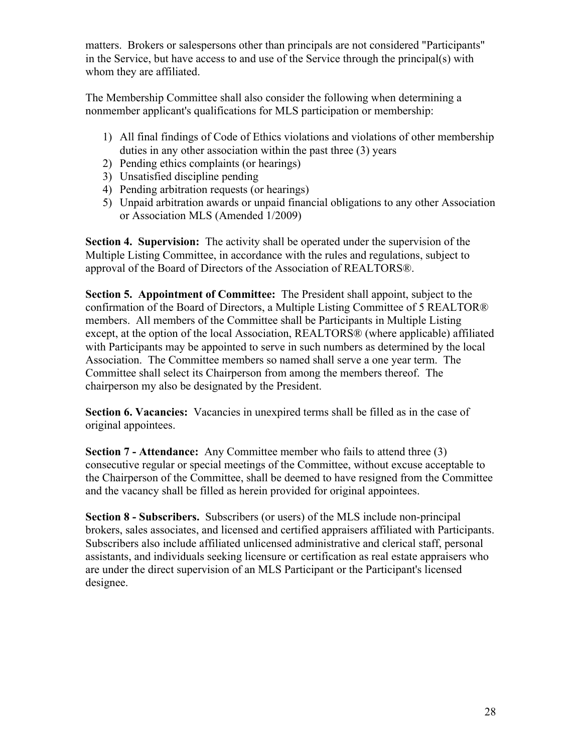matters. Brokers or salespersons other than principals are not considered "Participants" in the Service, but have access to and use of the Service through the principal(s) with whom they are affiliated.

The Membership Committee shall also consider the following when determining a nonmember applicant's qualifications for MLS participation or membership:

1) All final findings of Code of Ethics violations and violations of other membership duties in any other association within the past three (3) years
2) Pending ethics complaints (or hearings)
3) Unsatisfied discipline pending
4) Pending arbitration requests (or hearings)
5) Unpaid arbitration awards or unpaid financial obligations to any other Association or Association MLS (Amended 1/2009)

**Section 4. Supervision:** The activity shall be operated under the supervision of the Multiple Listing Committee, in accordance with the rules and regulations, subject to approval of the Board of Directors of the Association of REALTORS®.

**Section 5. Appointment of Committee:** The President shall appoint, subject to the confirmation of the Board of Directors, a Multiple Listing Committee of 5 REALTOR® members. All members of the Committee shall be Participants in Multiple Listing except, at the option of the local Association, REALTORS® (where applicable) affiliated with Participants may be appointed to serve in such numbers as determined by the local Association. The Committee members so named shall serve a one year term. The Committee shall select its Chairperson from among the members thereof. The chairperson my also be designated by the President.

**Section 6. Vacancies:** Vacancies in unexpired terms shall be filled as in the case of original appointees.

**Section 7 - Attendance:** Any Committee member who fails to attend three (3) consecutive regular or special meetings of the Committee, without excuse acceptable to the Chairperson of the Committee, shall be deemed to have resigned from the Committee and the vacancy shall be filled as herein provided for original appointees.

**Section 8 - Subscribers.** Subscribers (or users) of the MLS include non-principal brokers, sales associates, and licensed and certified appraisers affiliated with Participants. Subscribers also include affiliated unlicensed administrative and clerical staff, personal assistants, and individuals seeking licensure or certification as real estate appraisers who are under the direct supervision of an MLS Participant or the Participant's licensed designee.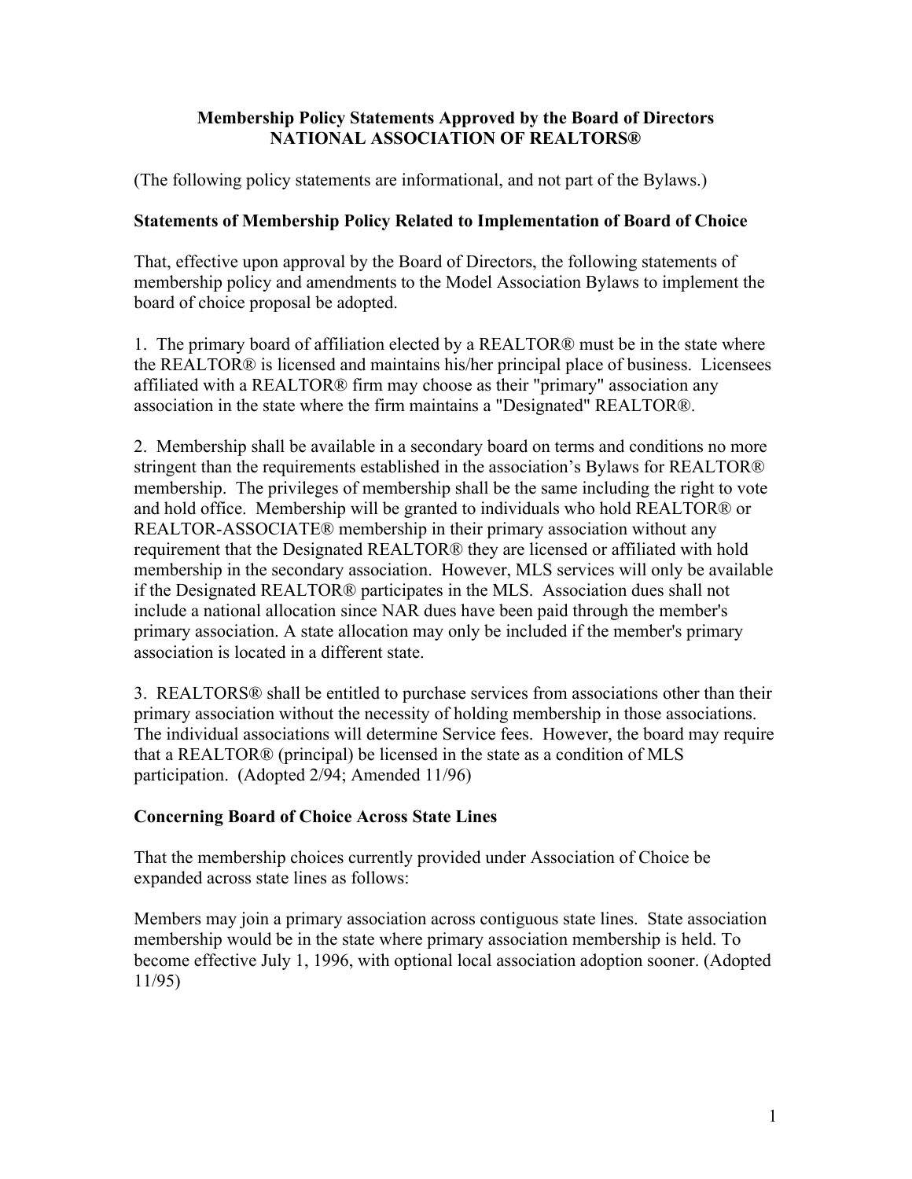**Membership Policy Statements Approved by the Board of Directors**
**NATIONAL ASSOCIATION OF REALTORS®**

(The following policy statements are informational, and not part of the Bylaws.)

**Statements of Membership Policy Related to Implementation of Board of Choice**

That, effective upon approval by the Board of Directors, the following statements of membership policy and amendments to the Model Association Bylaws to implement the board of choice proposal be adopted.

1. The primary board of affiliation elected by a REALTOR® must be in the state where the REALTOR® is licensed and maintains his/her principal place of business. Licensees affiliated with a REALTOR® firm may choose as their "primary" association any association in the state where the firm maintains a "Designated" REALTOR®.

2. Membership shall be available in a secondary board on terms and conditions no more stringent than the requirements established in the association's Bylaws for REALTOR® membership. The privileges of membership shall be the same including the right to vote and hold office. Membership will be granted to individuals who hold REALTOR® or REALTOR-ASSOCIATE® membership in their primary association without any requirement that the Designated REALTOR® they are licensed or affiliated with hold membership in the secondary association. However, MLS services will only be available if the Designated REALTOR® participates in the MLS. Association dues shall not include a national allocation since NAR dues have been paid through the member's primary association. A state allocation may only be included if the member's primary association is located in a different state.

3. REALTORS® shall be entitled to purchase services from associations other than their primary association without the necessity of holding membership in those associations. The individual associations will determine Service fees. However, the board may require that a REALTOR® (principal) be licensed in the state as a condition of MLS participation. (Adopted 2/94; Amended 11/96)

**Concerning Board of Choice Across State Lines**

That the membership choices currently provided under Association of Choice be expanded across state lines as follows:

Members may join a primary association across contiguous state lines. State association membership would be in the state where primary association membership is held. To become effective July 1, 1996, with optional local association adoption sooner. (Adopted 11/95)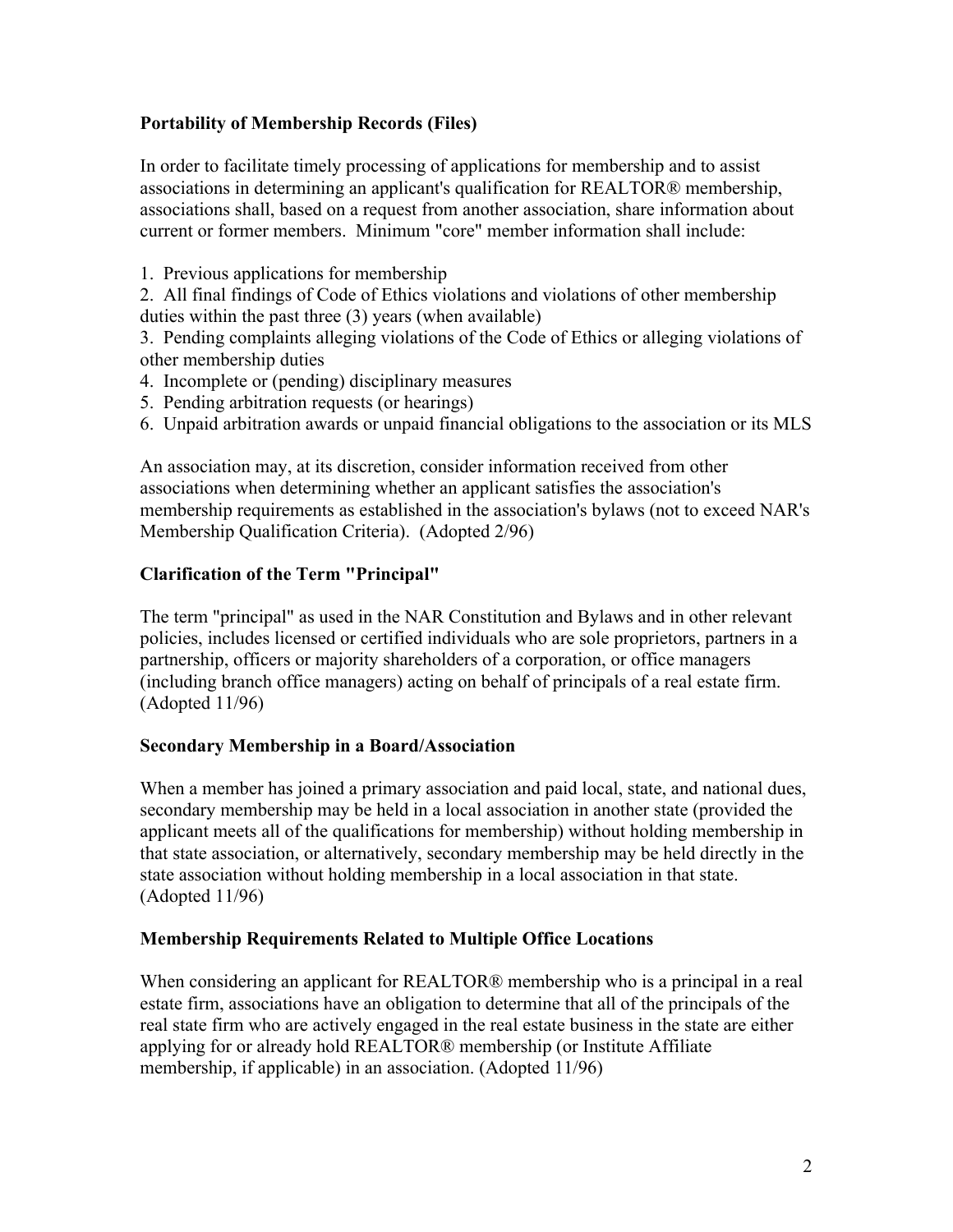**Portability of Membership Records (Files)**

In order to facilitate timely processing of applications for membership and to assist associations in determining an applicant's qualification for REALTOR® membership, associations shall, based on a request from another association, share information about current or former members. Minimum "core" member information shall include:

1. Previous applications for membership
2. All final findings of Code of Ethics violations and violations of other membership duties within the past three (3) years (when available)
3. Pending complaints alleging violations of the Code of Ethics or alleging violations of other membership duties
4. Incomplete or (pending) disciplinary measures
5. Pending arbitration requests (or hearings)
6. Unpaid arbitration awards or unpaid financial obligations to the association or its MLS

An association may, at its discretion, consider information received from other associations when determining whether an applicant satisfies the association's membership requirements as established in the association's bylaws (not to exceed NAR's Membership Qualification Criteria). (Adopted 2/96)

**Clarification of the Term "Principal"**

The term "principal" as used in the NAR Constitution and Bylaws and in other relevant policies, includes licensed or certified individuals who are sole proprietors, partners in a partnership, officers or majority shareholders of a corporation, or office managers (including branch office managers) acting on behalf of principals of a real estate firm. (Adopted 11/96)

**Secondary Membership in a Board/Association**

When a member has joined a primary association and paid local, state, and national dues, secondary membership may be held in a local association in another state (provided the applicant meets all of the qualifications for membership) without holding membership in that state association, or alternatively, secondary membership may be held directly in the state association without holding membership in a local association in that state. (Adopted 11/96)

**Membership Requirements Related to Multiple Office Locations**

When considering an applicant for REALTOR® membership who is a principal in a real estate firm, associations have an obligation to determine that all of the principals of the real state firm who are actively engaged in the real estate business in the state are either applying for or already hold REALTOR® membership (or Institute Affiliate membership, if applicable) in an association. (Adopted 11/96)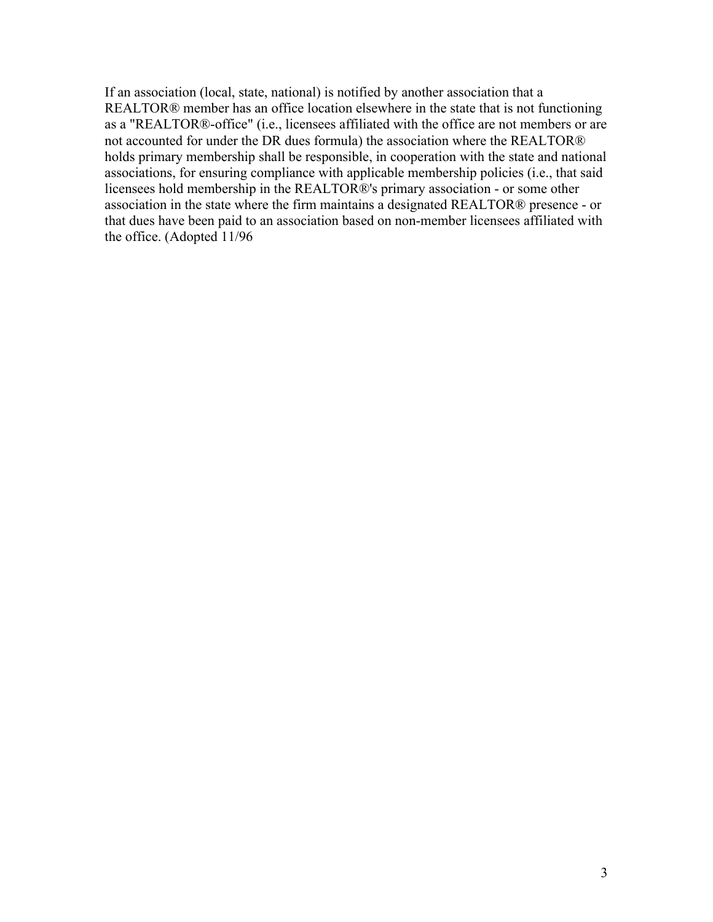If an association (local, state, national) is notified by another association that a REALTOR® member has an office location elsewhere in the state that is not functioning as a "REALTOR®-office" (i.e., licensees affiliated with the office are not members or are not accounted for under the DR dues formula) the association where the REALTOR® holds primary membership shall be responsible, in cooperation with the state and national associations, for ensuring compliance with applicable membership policies (i.e., that said licensees hold membership in the REALTOR®'s primary association - or some other association in the state where the firm maintains a designated REALTOR® presence - or that dues have been paid to an association based on non-member licensees affiliated with the office. (Adopted 11/96